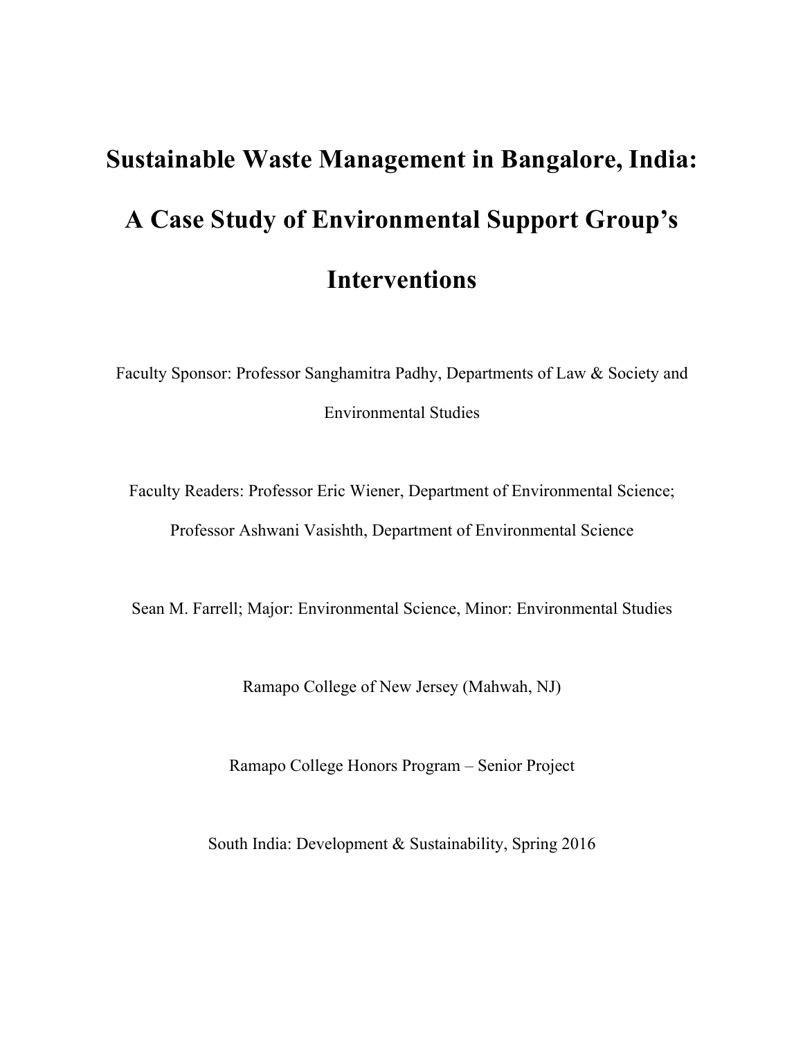# Sustainable Waste Management in Bangalore, India: A Case Study of Environmental Support Group's Interventions

Faculty Sponsor: Professor Sanghamitra Padhy, Departments of Law & Society and Environmental Studies

Faculty Readers: Professor Eric Wiener, Department of Environmental Science; Professor Ashwani Vasishth, Department of Environmental Science

Sean M. Farrell; Major: Environmental Science, Minor: Environmental Studies

Ramapo College of New Jersey (Mahwah, NJ)

Ramapo College Honors Program – Senior Project

South India: Development & Sustainability, Spring 2016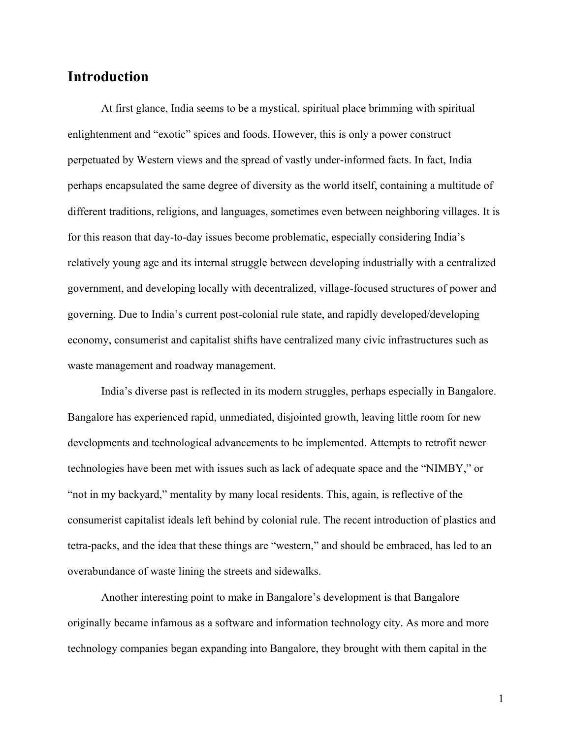## Introduction

At first glance, India seems to be a mystical, spiritual place brimming with spiritual enlightenment and "exotic" spices and foods. However, this is only a power construct perpetuated by Western views and the spread of vastly under-informed facts. In fact, India perhaps encapsulated the same degree of diversity as the world itself, containing a multitude of different traditions, religions, and languages, sometimes even between neighboring villages. It is for this reason that day-to-day issues become problematic, especially considering India's relatively young age and its internal struggle between developing industrially with a centralized government, and developing locally with decentralized, village-focused structures of power and governing. Due to India's current post-colonial rule state, and rapidly developed/developing economy, consumerist and capitalist shifts have centralized many civic infrastructures such as waste management and roadway management.

India's diverse past is reflected in its modern struggles, perhaps especially in Bangalore. Bangalore has experienced rapid, unmediated, disjointed growth, leaving little room for new developments and technological advancements to be implemented. Attempts to retrofit newer technologies have been met with issues such as lack of adequate space and the "NIMBY," or "not in my backyard," mentality by many local residents. This, again, is reflective of the consumerist capitalist ideals left behind by colonial rule. The recent introduction of plastics and tetra-packs, and the idea that these things are "western," and should be embraced, has led to an overabundance of waste lining the streets and sidewalks.

Another interesting point to make in Bangalore's development is that Bangalore originally became infamous as a software and information technology city. As more and more technology companies began expanding into Bangalore, they brought with them capital in the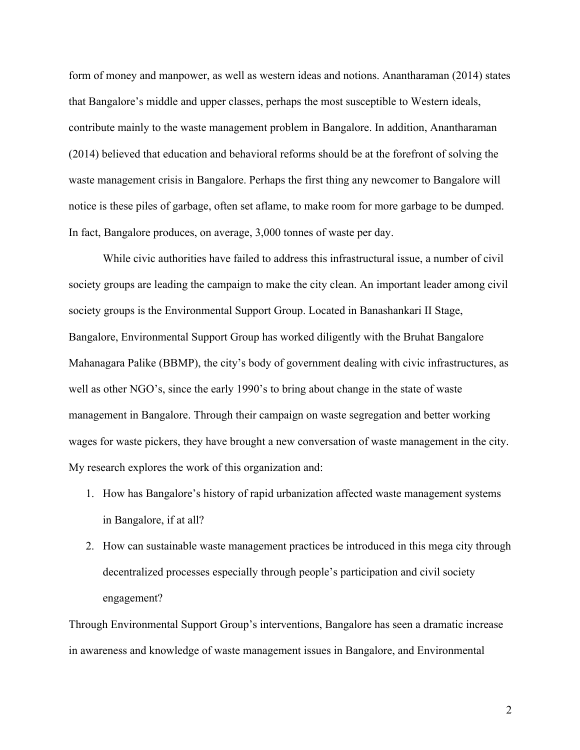form of money and manpower, as well as western ideas and notions. Anantharaman (2014) states that Bangalore's middle and upper classes, perhaps the most susceptible to Western ideals, contribute mainly to the waste management problem in Bangalore. In addition, Anantharaman (2014) believed that education and behavioral reforms should be at the forefront of solving the waste management crisis in Bangalore. Perhaps the first thing any newcomer to Bangalore will notice is these piles of garbage, often set aflame, to make room for more garbage to be dumped. In fact, Bangalore produces, on average, 3,000 tonnes of waste per day.

While civic authorities have failed to address this infrastructural issue, a number of civil society groups are leading the campaign to make the city clean. An important leader among civil society groups is the Environmental Support Group. Located in Banashankari II Stage, Bangalore, Environmental Support Group has worked diligently with the Bruhat Bangalore Mahanagara Palike (BBMP), the city's body of government dealing with civic infrastructures, as well as other NGO's, since the early 1990's to bring about change in the state of waste management in Bangalore. Through their campaign on waste segregation and better working wages for waste pickers, they have brought a new conversation of waste management in the city. My research explores the work of this organization and:

1. How has Bangalore's history of rapid urbanization affected waste management systems in Bangalore, if at all?
2. How can sustainable waste management practices be introduced in this mega city through decentralized processes especially through people's participation and civil society engagement?

Through Environmental Support Group's interventions, Bangalore has seen a dramatic increase in awareness and knowledge of waste management issues in Bangalore, and Environmental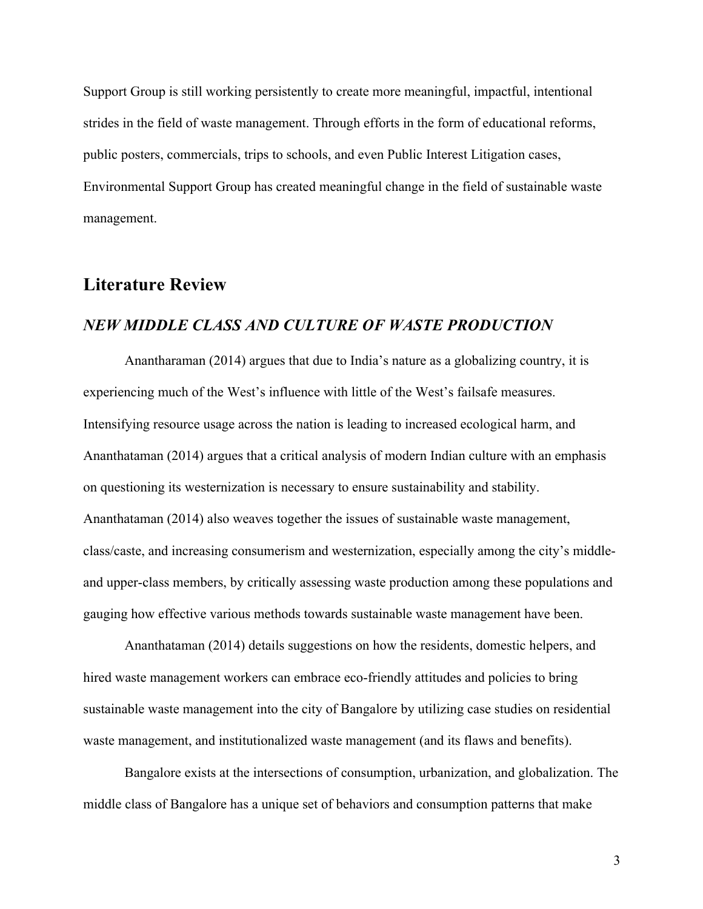Support Group is still working persistently to create more meaningful, impactful, intentional strides in the field of waste management. Through efforts in the form of educational reforms, public posters, commercials, trips to schools, and even Public Interest Litigation cases, Environmental Support Group has created meaningful change in the field of sustainable waste management.

## Literature Review

### *NEW MIDDLE CLASS AND CULTURE OF WASTE PRODUCTION*

Anantharaman (2014) argues that due to India's nature as a globalizing country, it is experiencing much of the West's influence with little of the West's failsafe measures. Intensifying resource usage across the nation is leading to increased ecological harm, and Ananthataman (2014) argues that a critical analysis of modern Indian culture with an emphasis on questioning its westernization is necessary to ensure sustainability and stability. Ananthataman (2014) also weaves together the issues of sustainable waste management, class/caste, and increasing consumerism and westernization, especially among the city's middle- and upper-class members, by critically assessing waste production among these populations and gauging how effective various methods towards sustainable waste management have been.

Ananthataman (2014) details suggestions on how the residents, domestic helpers, and hired waste management workers can embrace eco-friendly attitudes and policies to bring sustainable waste management into the city of Bangalore by utilizing case studies on residential waste management, and institutionalized waste management (and its flaws and benefits).

Bangalore exists at the intersections of consumption, urbanization, and globalization. The middle class of Bangalore has a unique set of behaviors and consumption patterns that make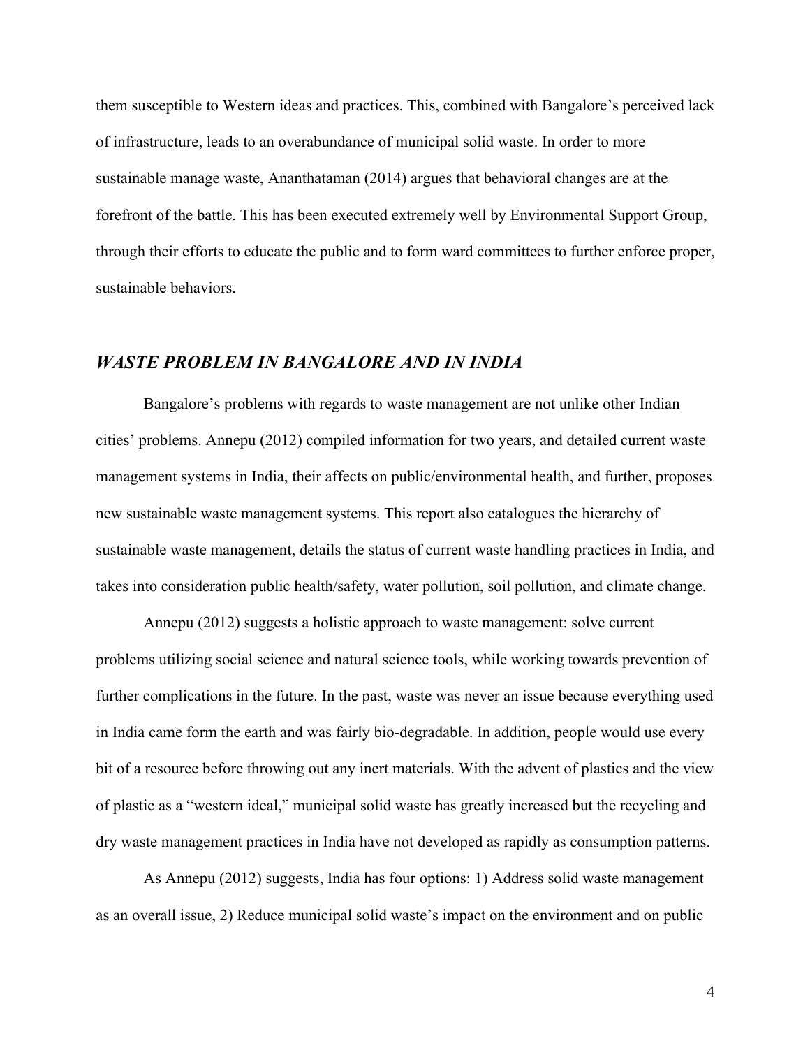them susceptible to Western ideas and practices. This, combined with Bangalore's perceived lack of infrastructure, leads to an overabundance of municipal solid waste. In order to more sustainable manage waste, Ananthataman (2014) argues that behavioral changes are at the forefront of the battle. This has been executed extremely well by Environmental Support Group, through their efforts to educate the public and to form ward committees to further enforce proper, sustainable behaviors.

## *WASTE PROBLEM IN BANGALORE AND IN INDIA*

Bangalore's problems with regards to waste management are not unlike other Indian cities' problems. Annepu (2012) compiled information for two years, and detailed current waste management systems in India, their affects on public/environmental health, and further, proposes new sustainable waste management systems. This report also catalogues the hierarchy of sustainable waste management, details the status of current waste handling practices in India, and takes into consideration public health/safety, water pollution, soil pollution, and climate change.

Annepu (2012) suggests a holistic approach to waste management: solve current problems utilizing social science and natural science tools, while working towards prevention of further complications in the future. In the past, waste was never an issue because everything used in India came form the earth and was fairly bio-degradable. In addition, people would use every bit of a resource before throwing out any inert materials. With the advent of plastics and the view of plastic as a "western ideal," municipal solid waste has greatly increased but the recycling and dry waste management practices in India have not developed as rapidly as consumption patterns.

As Annepu (2012) suggests, India has four options: 1) Address solid waste management as an overall issue, 2) Reduce municipal solid waste's impact on the environment and on public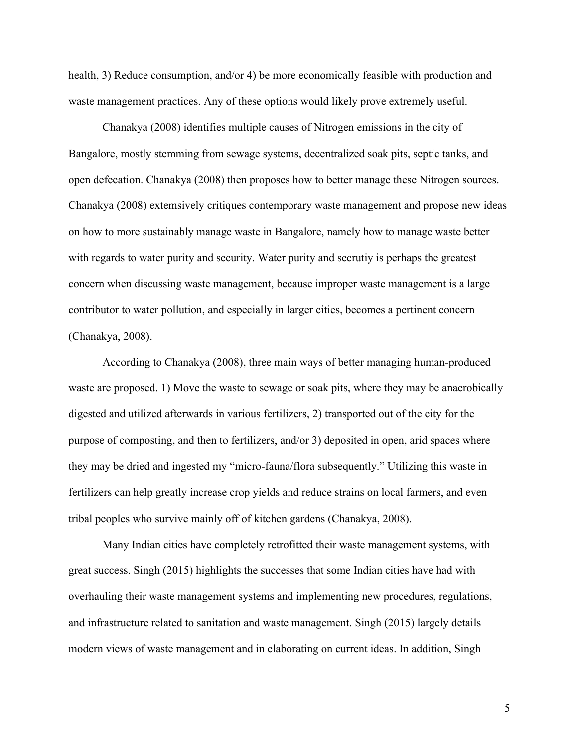health, 3) Reduce consumption, and/or 4) be more economically feasible with production and waste management practices. Any of these options would likely prove extremely useful.

Chanakya (2008) identifies multiple causes of Nitrogen emissions in the city of Bangalore, mostly stemming from sewage systems, decentralized soak pits, septic tanks, and open defecation. Chanakya (2008) then proposes how to better manage these Nitrogen sources. Chanakya (2008) extemsively critiques contemporary waste management and propose new ideas on how to more sustainably manage waste in Bangalore, namely how to manage waste better with regards to water purity and security. Water purity and secrutiy is perhaps the greatest concern when discussing waste management, because improper waste management is a large contributor to water pollution, and especially in larger cities, becomes a pertinent concern (Chanakya, 2008).

According to Chanakya (2008), three main ways of better managing human-produced waste are proposed. 1) Move the waste to sewage or soak pits, where they may be anaerobically digested and utilized afterwards in various fertilizers, 2) transported out of the city for the purpose of composting, and then to fertilizers, and/or 3) deposited in open, arid spaces where they may be dried and ingested my "micro-fauna/flora subsequently." Utilizing this waste in fertilizers can help greatly increase crop yields and reduce strains on local farmers, and even tribal peoples who survive mainly off of kitchen gardens (Chanakya, 2008).

Many Indian cities have completely retrofitted their waste management systems, with great success. Singh (2015) highlights the successes that some Indian cities have had with overhauling their waste management systems and implementing new procedures, regulations, and infrastructure related to sanitation and waste management. Singh (2015) largely details modern views of waste management and in elaborating on current ideas. In addition, Singh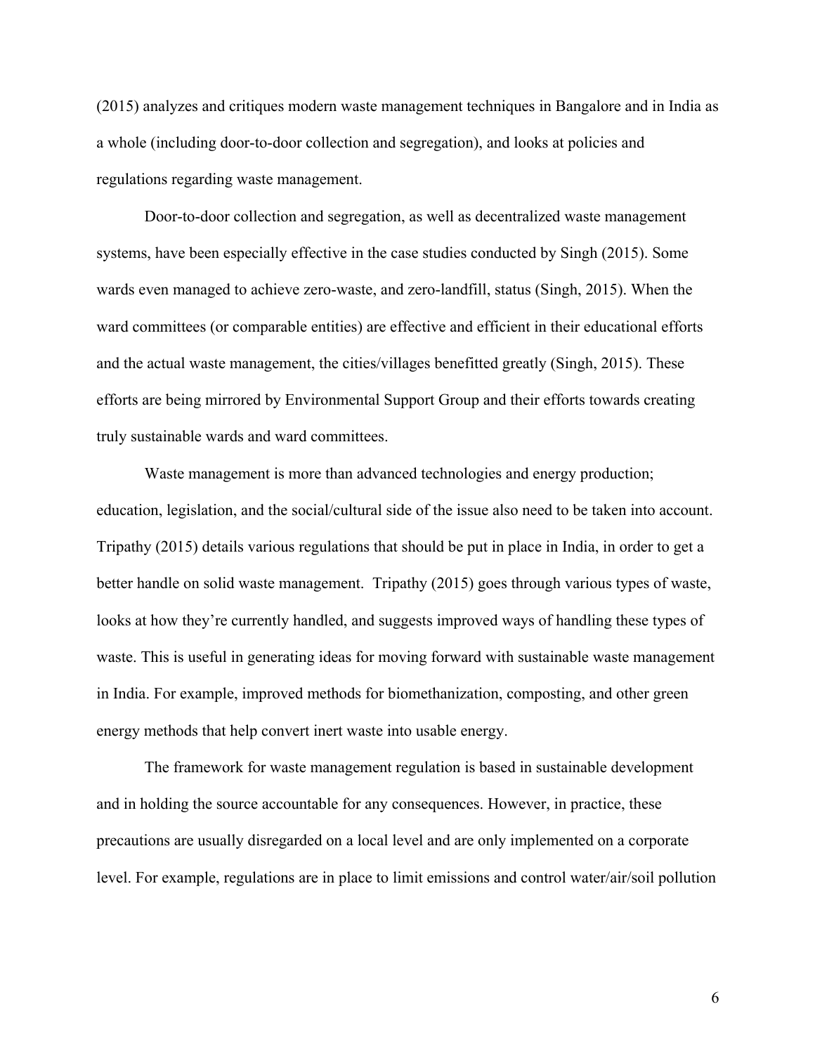(2015) analyzes and critiques modern waste management techniques in Bangalore and in India as a whole (including door-to-door collection and segregation), and looks at policies and regulations regarding waste management.

Door-to-door collection and segregation, as well as decentralized waste management systems, have been especially effective in the case studies conducted by Singh (2015). Some wards even managed to achieve zero-waste, and zero-landfill, status (Singh, 2015). When the ward committees (or comparable entities) are effective and efficient in their educational efforts and the actual waste management, the cities/villages benefitted greatly (Singh, 2015). These efforts are being mirrored by Environmental Support Group and their efforts towards creating truly sustainable wards and ward committees.

Waste management is more than advanced technologies and energy production; education, legislation, and the social/cultural side of the issue also need to be taken into account. Tripathy (2015) details various regulations that should be put in place in India, in order to get a better handle on solid waste management. Tripathy (2015) goes through various types of waste, looks at how they're currently handled, and suggests improved ways of handling these types of waste. This is useful in generating ideas for moving forward with sustainable waste management in India. For example, improved methods for biomethanization, composting, and other green energy methods that help convert inert waste into usable energy.

The framework for waste management regulation is based in sustainable development and in holding the source accountable for any consequences. However, in practice, these precautions are usually disregarded on a local level and are only implemented on a corporate level. For example, regulations are in place to limit emissions and control water/air/soil pollution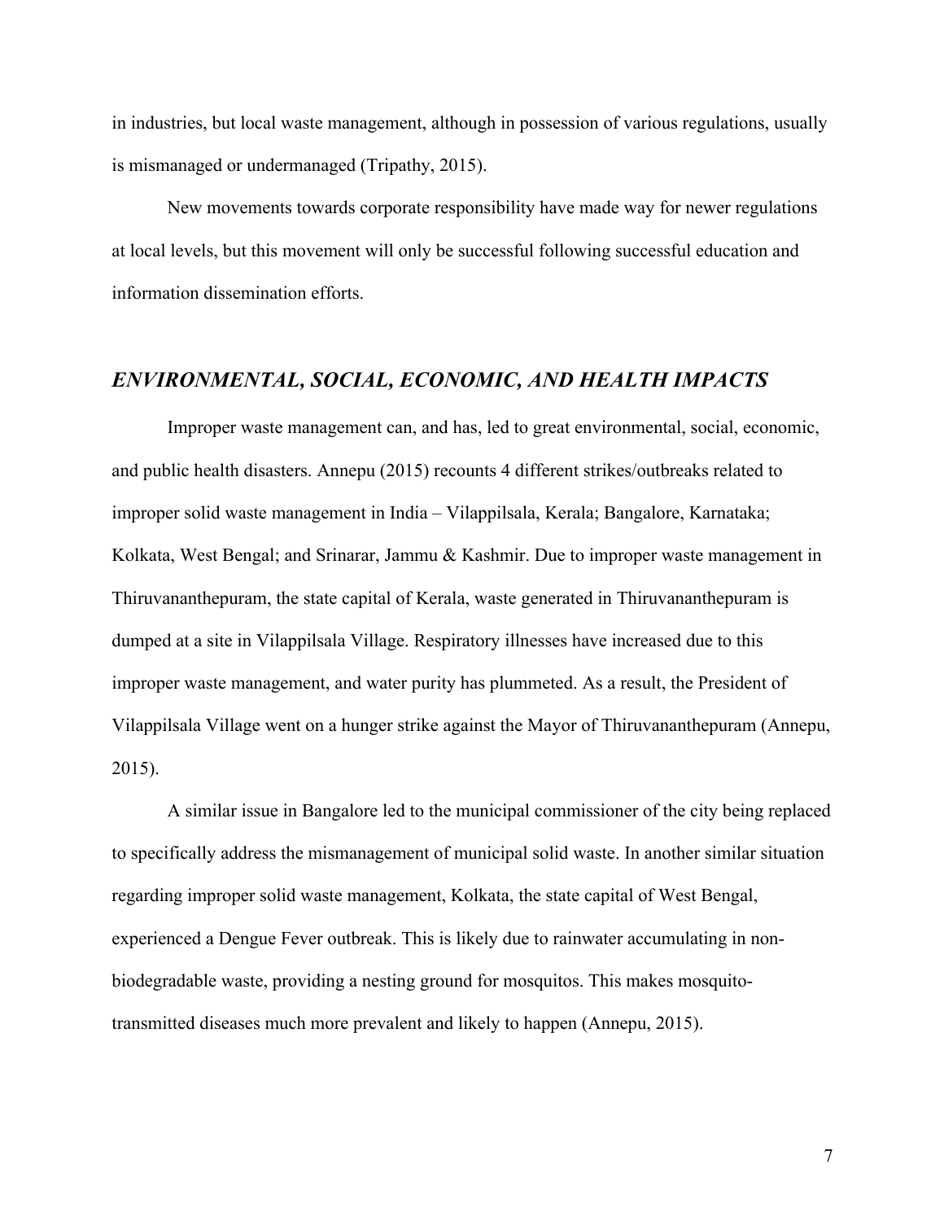in industries, but local waste management, although in possession of various regulations, usually is mismanaged or undermanaged (Tripathy, 2015).

New movements towards corporate responsibility have made way for newer regulations at local levels, but this movement will only be successful following successful education and information dissemination efforts.

## *ENVIRONMENTAL, SOCIAL, ECONOMIC, AND HEALTH IMPACTS*

Improper waste management can, and has, led to great environmental, social, economic, and public health disasters. Annepu (2015) recounts 4 different strikes/outbreaks related to improper solid waste management in India – Vilappilsala, Kerala; Bangalore, Karnataka; Kolkata, West Bengal; and Srinarar, Jammu & Kashmir. Due to improper waste management in Thiruvananthepuram, the state capital of Kerala, waste generated in Thiruvananthepuram is dumped at a site in Vilappilsala Village. Respiratory illnesses have increased due to this improper waste management, and water purity has plummeted. As a result, the President of Vilappilsala Village went on a hunger strike against the Mayor of Thiruvananthepuram (Annepu, 2015).

A similar issue in Bangalore led to the municipal commissioner of the city being replaced to specifically address the mismanagement of municipal solid waste. In another similar situation regarding improper solid waste management, Kolkata, the state capital of West Bengal, experienced a Dengue Fever outbreak. This is likely due to rainwater accumulating in non-biodegradable waste, providing a nesting ground for mosquitos. This makes mosquito-transmitted diseases much more prevalent and likely to happen (Annepu, 2015).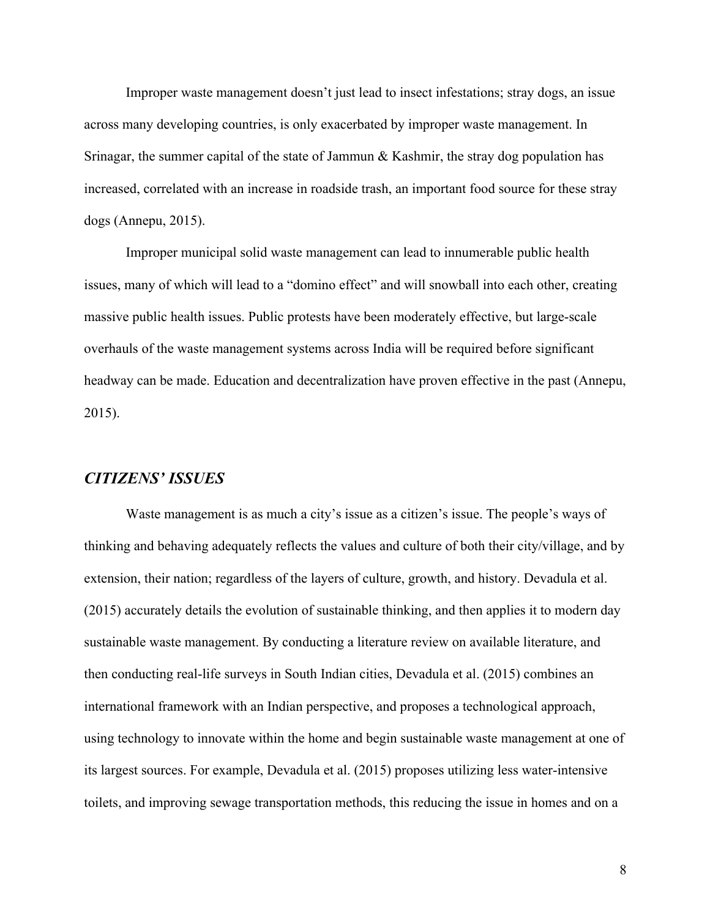Improper waste management doesn't just lead to insect infestations; stray dogs, an issue across many developing countries, is only exacerbated by improper waste management. In Srinagar, the summer capital of the state of Jammun & Kashmir, the stray dog population has increased, correlated with an increase in roadside trash, an important food source for these stray dogs (Annepu, 2015).

Improper municipal solid waste management can lead to innumerable public health issues, many of which will lead to a "domino effect" and will snowball into each other, creating massive public health issues. Public protests have been moderately effective, but large-scale overhauls of the waste management systems across India will be required before significant headway can be made. Education and decentralization have proven effective in the past (Annepu, 2015).

## *CITIZENS' ISSUES*

Waste management is as much a city's issue as a citizen's issue. The people's ways of thinking and behaving adequately reflects the values and culture of both their city/village, and by extension, their nation; regardless of the layers of culture, growth, and history. Devadula et al. (2015) accurately details the evolution of sustainable thinking, and then applies it to modern day sustainable waste management. By conducting a literature review on available literature, and then conducting real-life surveys in South Indian cities, Devadula et al. (2015) combines an international framework with an Indian perspective, and proposes a technological approach, using technology to innovate within the home and begin sustainable waste management at one of its largest sources. For example, Devadula et al. (2015) proposes utilizing less water-intensive toilets, and improving sewage transportation methods, this reducing the issue in homes and on a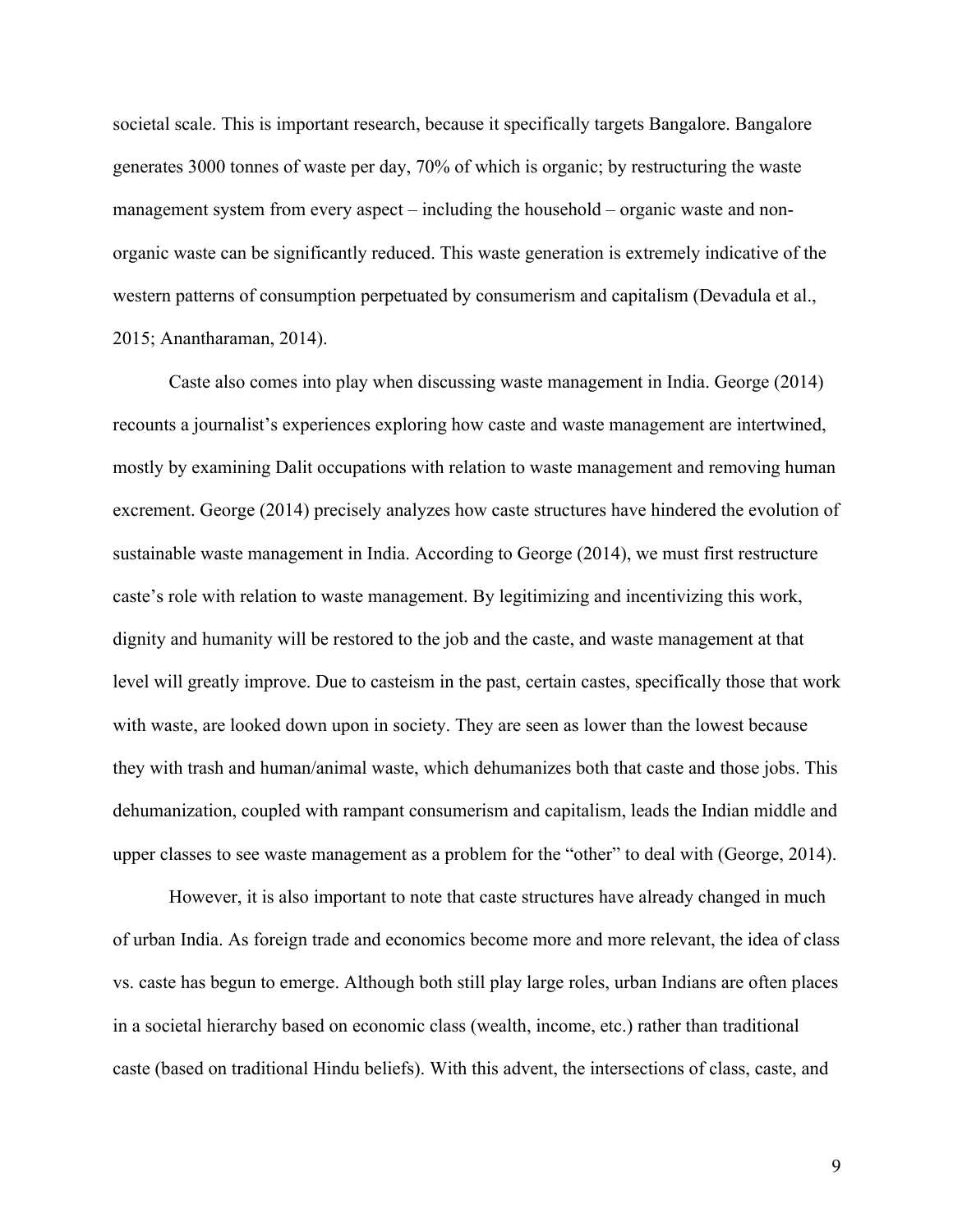societal scale. This is important research, because it specifically targets Bangalore. Bangalore generates 3000 tonnes of waste per day, 70% of which is organic; by restructuring the waste management system from every aspect – including the household – organic waste and non-organic waste can be significantly reduced. This waste generation is extremely indicative of the western patterns of consumption perpetuated by consumerism and capitalism (Devadula et al., 2015; Anantharaman, 2014).

Caste also comes into play when discussing waste management in India. George (2014) recounts a journalist's experiences exploring how caste and waste management are intertwined, mostly by examining Dalit occupations with relation to waste management and removing human excrement. George (2014) precisely analyzes how caste structures have hindered the evolution of sustainable waste management in India. According to George (2014), we must first restructure caste's role with relation to waste management. By legitimizing and incentivizing this work, dignity and humanity will be restored to the job and the caste, and waste management at that level will greatly improve. Due to casteism in the past, certain castes, specifically those that work with waste, are looked down upon in society. They are seen as lower than the lowest because they with trash and human/animal waste, which dehumanizes both that caste and those jobs. This dehumanization, coupled with rampant consumerism and capitalism, leads the Indian middle and upper classes to see waste management as a problem for the "other" to deal with (George, 2014).

However, it is also important to note that caste structures have already changed in much of urban India. As foreign trade and economics become more and more relevant, the idea of class vs. caste has begun to emerge. Although both still play large roles, urban Indians are often places in a societal hierarchy based on economic class (wealth, income, etc.) rather than traditional caste (based on traditional Hindu beliefs). With this advent, the intersections of class, caste, and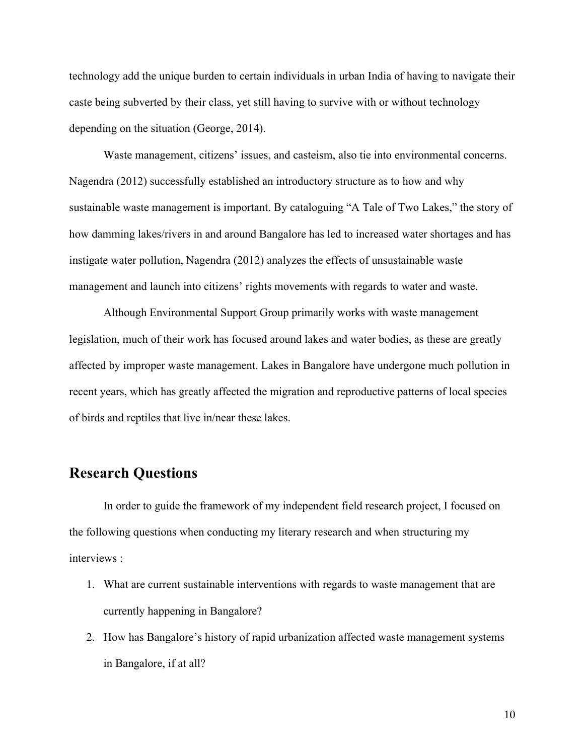technology add the unique burden to certain individuals in urban India of having to navigate their caste being subverted by their class, yet still having to survive with or without technology depending on the situation (George, 2014).

Waste management, citizens' issues, and casteism, also tie into environmental concerns. Nagendra (2012) successfully established an introductory structure as to how and why sustainable waste management is important. By cataloguing "A Tale of Two Lakes," the story of how damming lakes/rivers in and around Bangalore has led to increased water shortages and has instigate water pollution, Nagendra (2012) analyzes the effects of unsustainable waste management and launch into citizens' rights movements with regards to water and waste.

Although Environmental Support Group primarily works with waste management legislation, much of their work has focused around lakes and water bodies, as these are greatly affected by improper waste management. Lakes in Bangalore have undergone much pollution in recent years, which has greatly affected the migration and reproductive patterns of local species of birds and reptiles that live in/near these lakes.

## Research Questions

In order to guide the framework of my independent field research project, I focused on the following questions when conducting my literary research and when structuring my interviews :

1. What are current sustainable interventions with regards to waste management that are currently happening in Bangalore?
2. How has Bangalore's history of rapid urbanization affected waste management systems in Bangalore, if at all?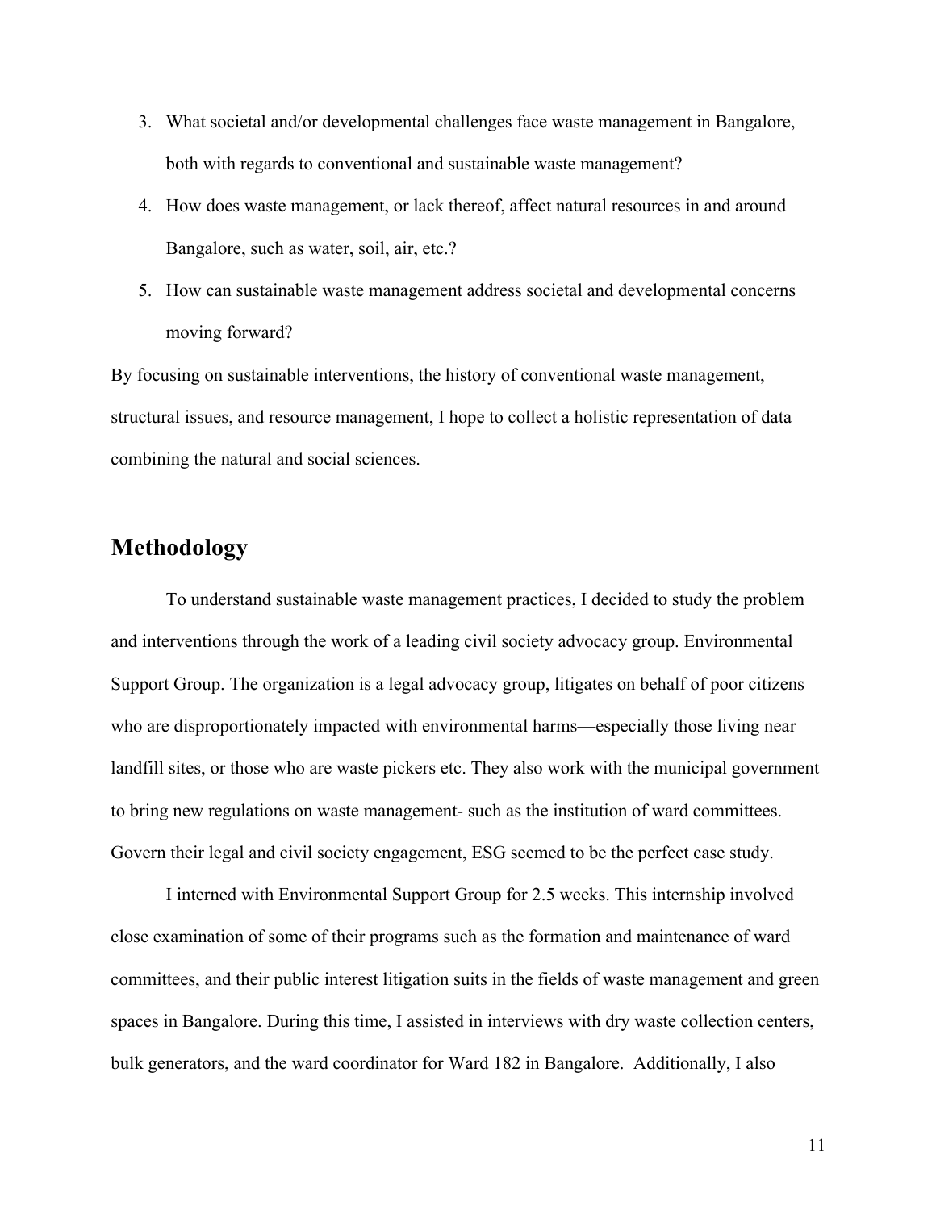3. What societal and/or developmental challenges face waste management in Bangalore, both with regards to conventional and sustainable waste management?
4. How does waste management, or lack thereof, affect natural resources in and around Bangalore, such as water, soil, air, etc.?
5. How can sustainable waste management address societal and developmental concerns moving forward?

By focusing on sustainable interventions, the history of conventional waste management, structural issues, and resource management, I hope to collect a holistic representation of data combining the natural and social sciences.

## Methodology

To understand sustainable waste management practices, I decided to study the problem and interventions through the work of a leading civil society advocacy group. Environmental Support Group. The organization is a legal advocacy group, litigates on behalf of poor citizens who are disproportionately impacted with environmental harms—especially those living near landfill sites, or those who are waste pickers etc. They also work with the municipal government to bring new regulations on waste management- such as the institution of ward committees. Govern their legal and civil society engagement, ESG seemed to be the perfect case study.

I interned with Environmental Support Group for 2.5 weeks. This internship involved close examination of some of their programs such as the formation and maintenance of ward committees, and their public interest litigation suits in the fields of waste management and green spaces in Bangalore. During this time, I assisted in interviews with dry waste collection centers, bulk generators, and the ward coordinator for Ward 182 in Bangalore. Additionally, I also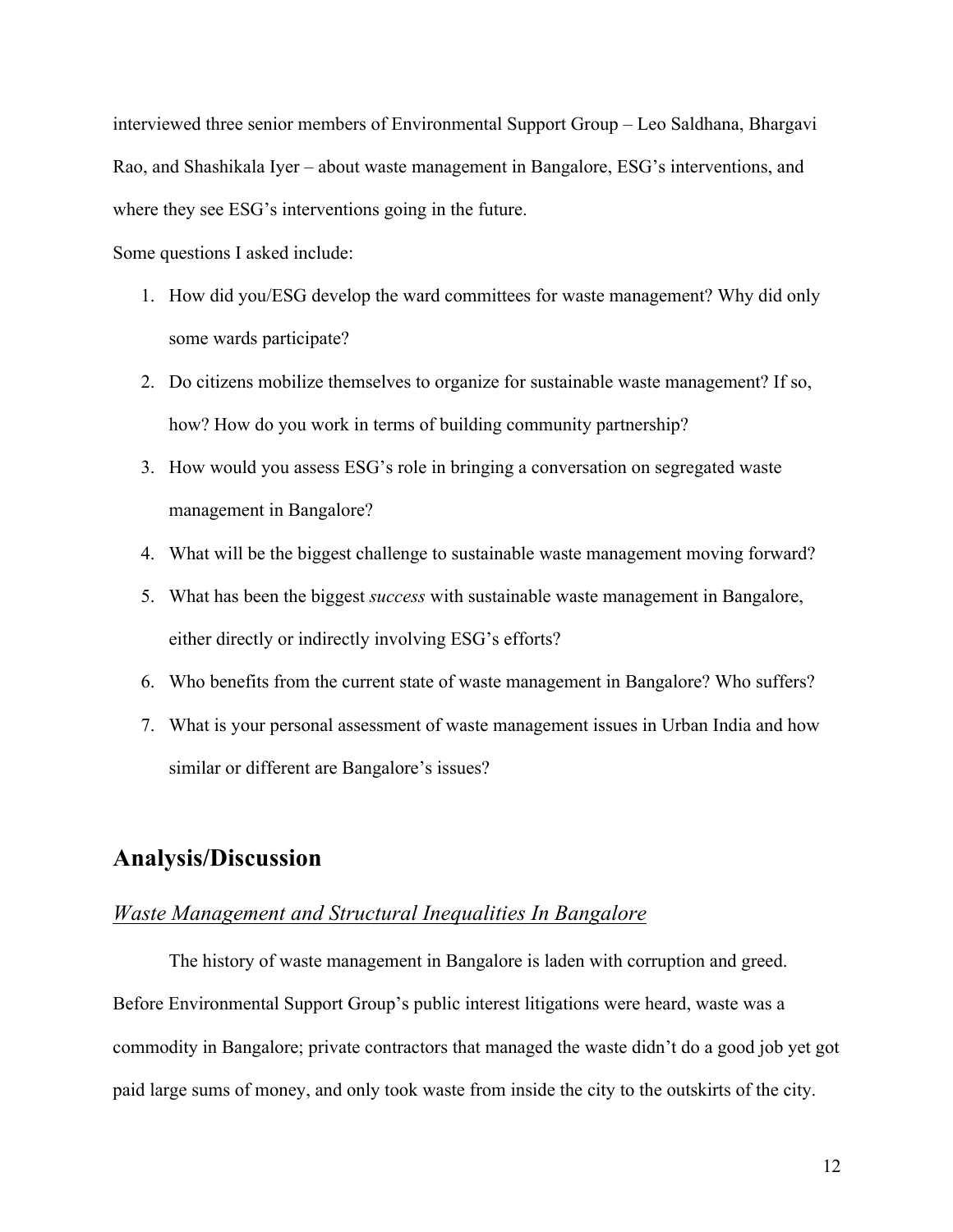interviewed three senior members of Environmental Support Group – Leo Saldhana, Bhargavi Rao, and Shashikala Iyer – about waste management in Bangalore, ESG's interventions, and where they see ESG's interventions going in the future.

Some questions I asked include:

1. How did you/ESG develop the ward committees for waste management? Why did only some wards participate?
2. Do citizens mobilize themselves to organize for sustainable waste management? If so, how? How do you work in terms of building community partnership?
3. How would you assess ESG's role in bringing a conversation on segregated waste management in Bangalore?
4. What will be the biggest challenge to sustainable waste management moving forward?
5. What has been the biggest *success* with sustainable waste management in Bangalore, either directly or indirectly involving ESG's efforts?
6. Who benefits from the current state of waste management in Bangalore? Who suffers?
7. What is your personal assessment of waste management issues in Urban India and how similar or different are Bangalore's issues?

## Analysis/Discussion

### *Waste Management and Structural Inequalities In Bangalore*

The history of waste management in Bangalore is laden with corruption and greed. Before Environmental Support Group's public interest litigations were heard, waste was a commodity in Bangalore; private contractors that managed the waste didn't do a good job yet got paid large sums of money, and only took waste from inside the city to the outskirts of the city.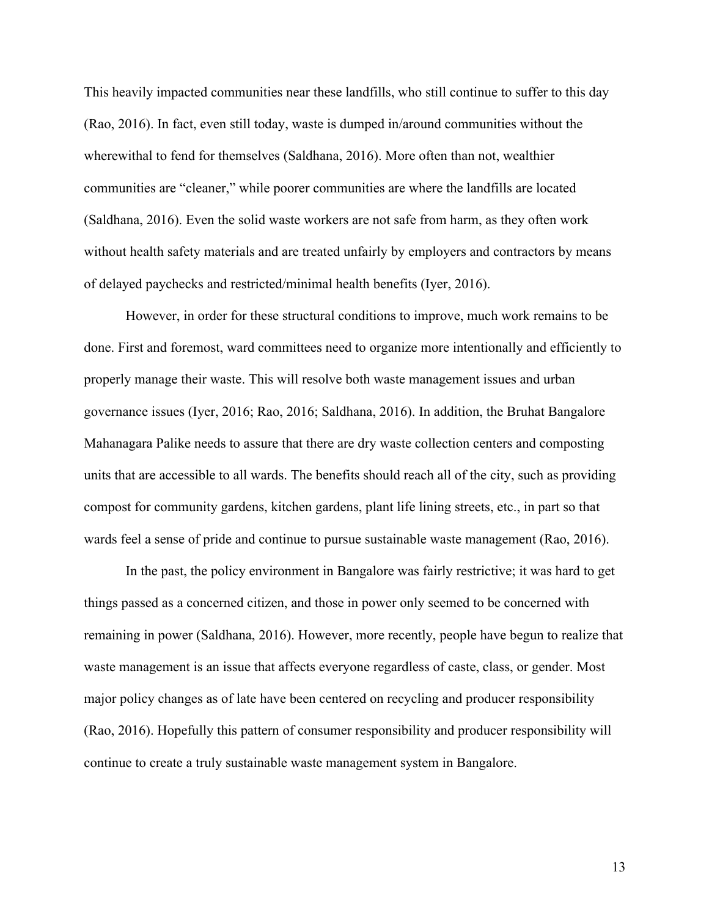This heavily impacted communities near these landfills, who still continue to suffer to this day (Rao, 2016). In fact, even still today, waste is dumped in/around communities without the wherewithal to fend for themselves (Saldhana, 2016). More often than not, wealthier communities are "cleaner," while poorer communities are where the landfills are located (Saldhana, 2016). Even the solid waste workers are not safe from harm, as they often work without health safety materials and are treated unfairly by employers and contractors by means of delayed paychecks and restricted/minimal health benefits (Iyer, 2016).

However, in order for these structural conditions to improve, much work remains to be done. First and foremost, ward committees need to organize more intentionally and efficiently to properly manage their waste. This will resolve both waste management issues and urban governance issues (Iyer, 2016; Rao, 2016; Saldhana, 2016). In addition, the Bruhat Bangalore Mahanagara Palike needs to assure that there are dry waste collection centers and composting units that are accessible to all wards. The benefits should reach all of the city, such as providing compost for community gardens, kitchen gardens, plant life lining streets, etc., in part so that wards feel a sense of pride and continue to pursue sustainable waste management (Rao, 2016).

In the past, the policy environment in Bangalore was fairly restrictive; it was hard to get things passed as a concerned citizen, and those in power only seemed to be concerned with remaining in power (Saldhana, 2016). However, more recently, people have begun to realize that waste management is an issue that affects everyone regardless of caste, class, or gender. Most major policy changes as of late have been centered on recycling and producer responsibility (Rao, 2016). Hopefully this pattern of consumer responsibility and producer responsibility will continue to create a truly sustainable waste management system in Bangalore.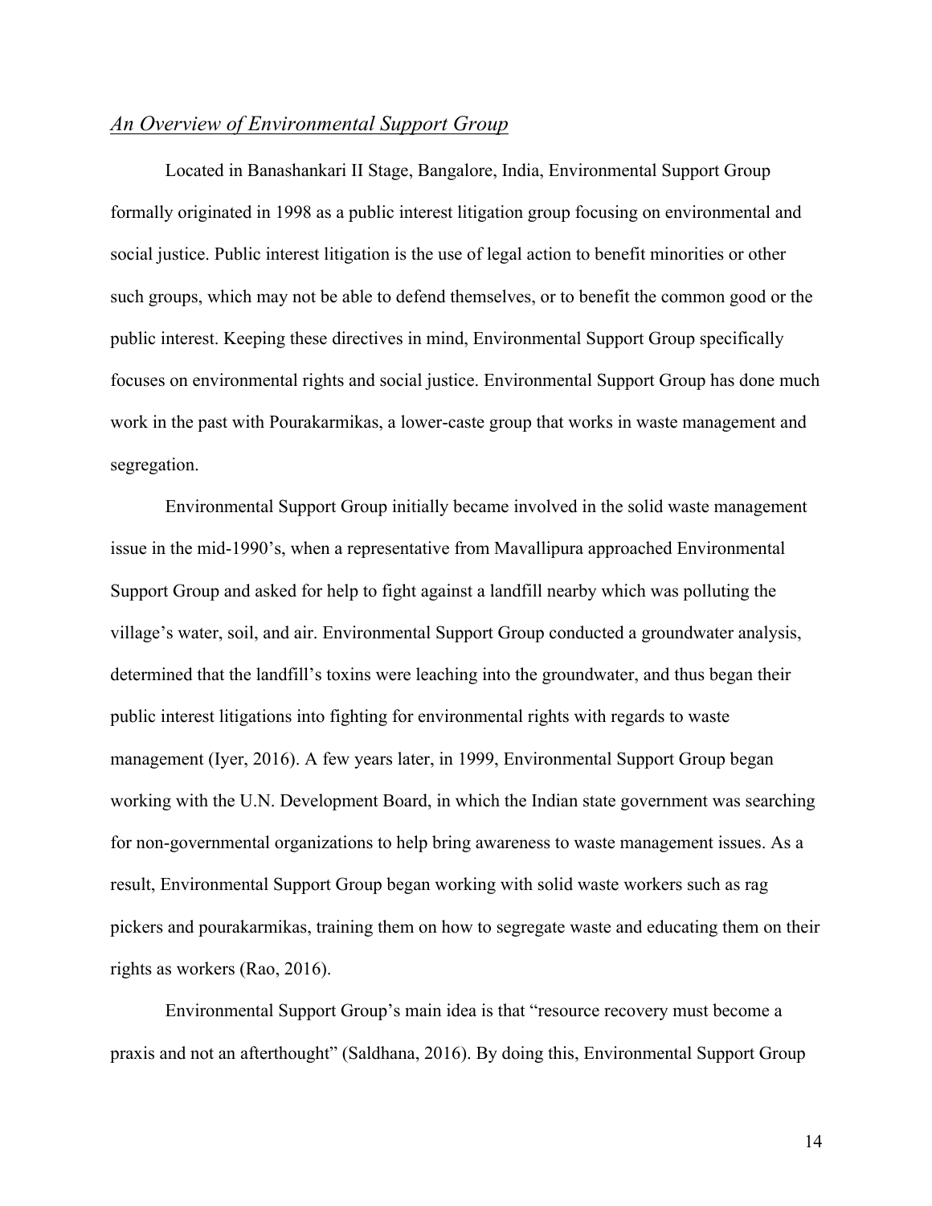## *An Overview of Environmental Support Group*

Located in Banashankari II Stage, Bangalore, India, Environmental Support Group formally originated in 1998 as a public interest litigation group focusing on environmental and social justice. Public interest litigation is the use of legal action to benefit minorities or other such groups, which may not be able to defend themselves, or to benefit the common good or the public interest. Keeping these directives in mind, Environmental Support Group specifically focuses on environmental rights and social justice. Environmental Support Group has done much work in the past with Pourakarmikas, a lower-caste group that works in waste management and segregation.

Environmental Support Group initially became involved in the solid waste management issue in the mid-1990's, when a representative from Mavallipura approached Environmental Support Group and asked for help to fight against a landfill nearby which was polluting the village's water, soil, and air. Environmental Support Group conducted a groundwater analysis, determined that the landfill's toxins were leaching into the groundwater, and thus began their public interest litigations into fighting for environmental rights with regards to waste management (Iyer, 2016). A few years later, in 1999, Environmental Support Group began working with the U.N. Development Board, in which the Indian state government was searching for non-governmental organizations to help bring awareness to waste management issues. As a result, Environmental Support Group began working with solid waste workers such as rag pickers and pourakarmikas, training them on how to segregate waste and educating them on their rights as workers (Rao, 2016).

Environmental Support Group's main idea is that "resource recovery must become a praxis and not an afterthought" (Saldhana, 2016). By doing this, Environmental Support Group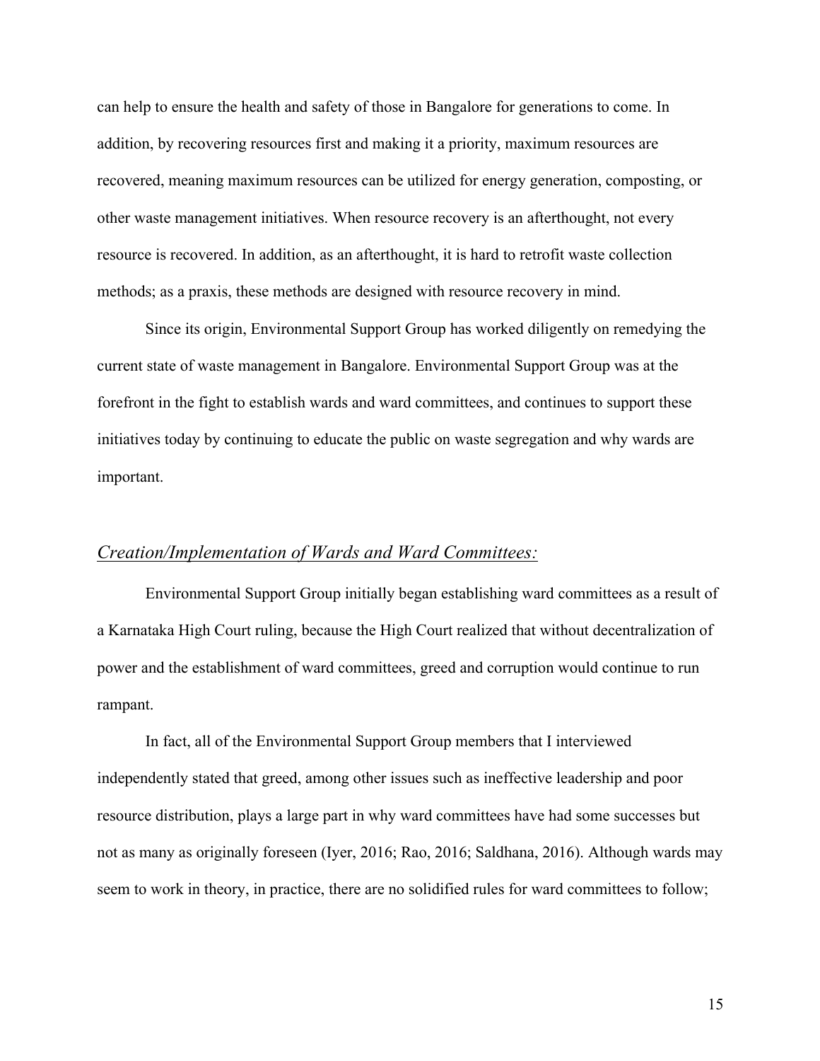can help to ensure the health and safety of those in Bangalore for generations to come. In addition, by recovering resources first and making it a priority, maximum resources are recovered, meaning maximum resources can be utilized for energy generation, composting, or other waste management initiatives. When resource recovery is an afterthought, not every resource is recovered. In addition, as an afterthought, it is hard to retrofit waste collection methods; as a praxis, these methods are designed with resource recovery in mind.

Since its origin, Environmental Support Group has worked diligently on remedying the current state of waste management in Bangalore. Environmental Support Group was at the forefront in the fight to establish wards and ward committees, and continues to support these initiatives today by continuing to educate the public on waste segregation and why wards are important.

### *Creation/Implementation of Wards and Ward Committees:*

Environmental Support Group initially began establishing ward committees as a result of a Karnataka High Court ruling, because the High Court realized that without decentralization of power and the establishment of ward committees, greed and corruption would continue to run rampant.

In fact, all of the Environmental Support Group members that I interviewed independently stated that greed, among other issues such as ineffective leadership and poor resource distribution, plays a large part in why ward committees have had some successes but not as many as originally foreseen (Iyer, 2016; Rao, 2016; Saldhana, 2016). Although wards may seem to work in theory, in practice, there are no solidified rules for ward committees to follow;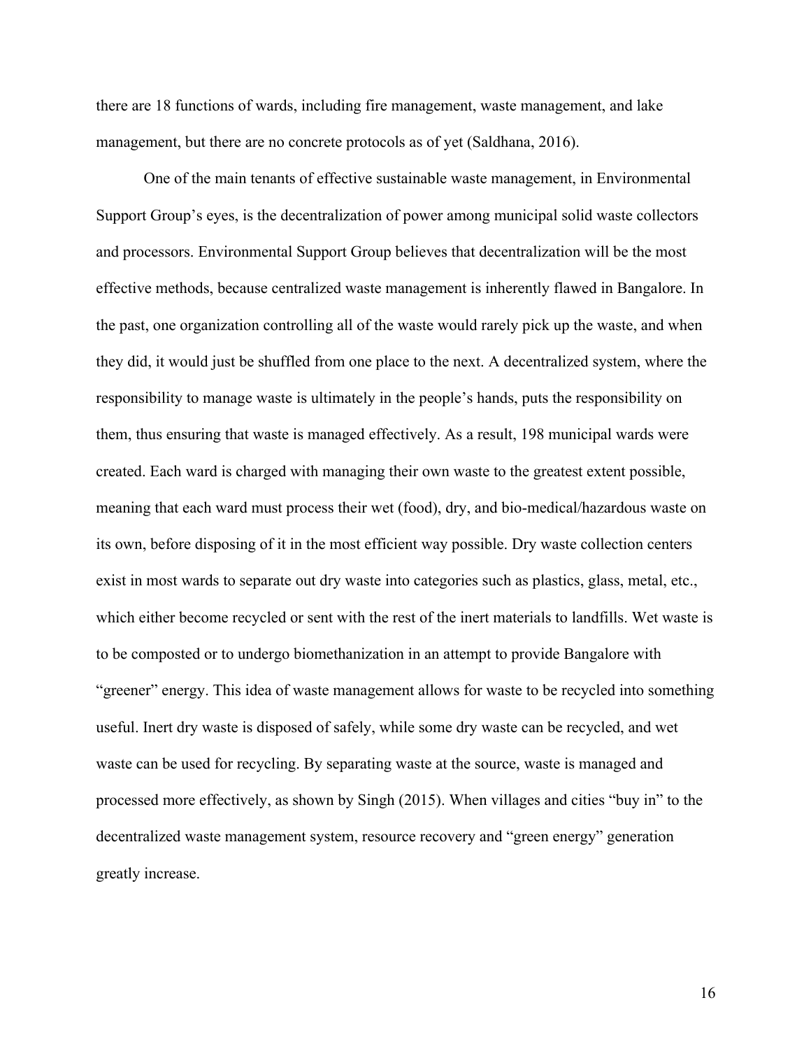there are 18 functions of wards, including fire management, waste management, and lake management, but there are no concrete protocols as of yet (Saldhana, 2016).

One of the main tenants of effective sustainable waste management, in Environmental Support Group's eyes, is the decentralization of power among municipal solid waste collectors and processors. Environmental Support Group believes that decentralization will be the most effective methods, because centralized waste management is inherently flawed in Bangalore. In the past, one organization controlling all of the waste would rarely pick up the waste, and when they did, it would just be shuffled from one place to the next. A decentralized system, where the responsibility to manage waste is ultimately in the people's hands, puts the responsibility on them, thus ensuring that waste is managed effectively. As a result, 198 municipal wards were created. Each ward is charged with managing their own waste to the greatest extent possible, meaning that each ward must process their wet (food), dry, and bio-medical/hazardous waste on its own, before disposing of it in the most efficient way possible. Dry waste collection centers exist in most wards to separate out dry waste into categories such as plastics, glass, metal, etc., which either become recycled or sent with the rest of the inert materials to landfills. Wet waste is to be composted or to undergo biomethanization in an attempt to provide Bangalore with "greener" energy. This idea of waste management allows for waste to be recycled into something useful. Inert dry waste is disposed of safely, while some dry waste can be recycled, and wet waste can be used for recycling. By separating waste at the source, waste is managed and processed more effectively, as shown by Singh (2015). When villages and cities "buy in" to the decentralized waste management system, resource recovery and "green energy" generation greatly increase.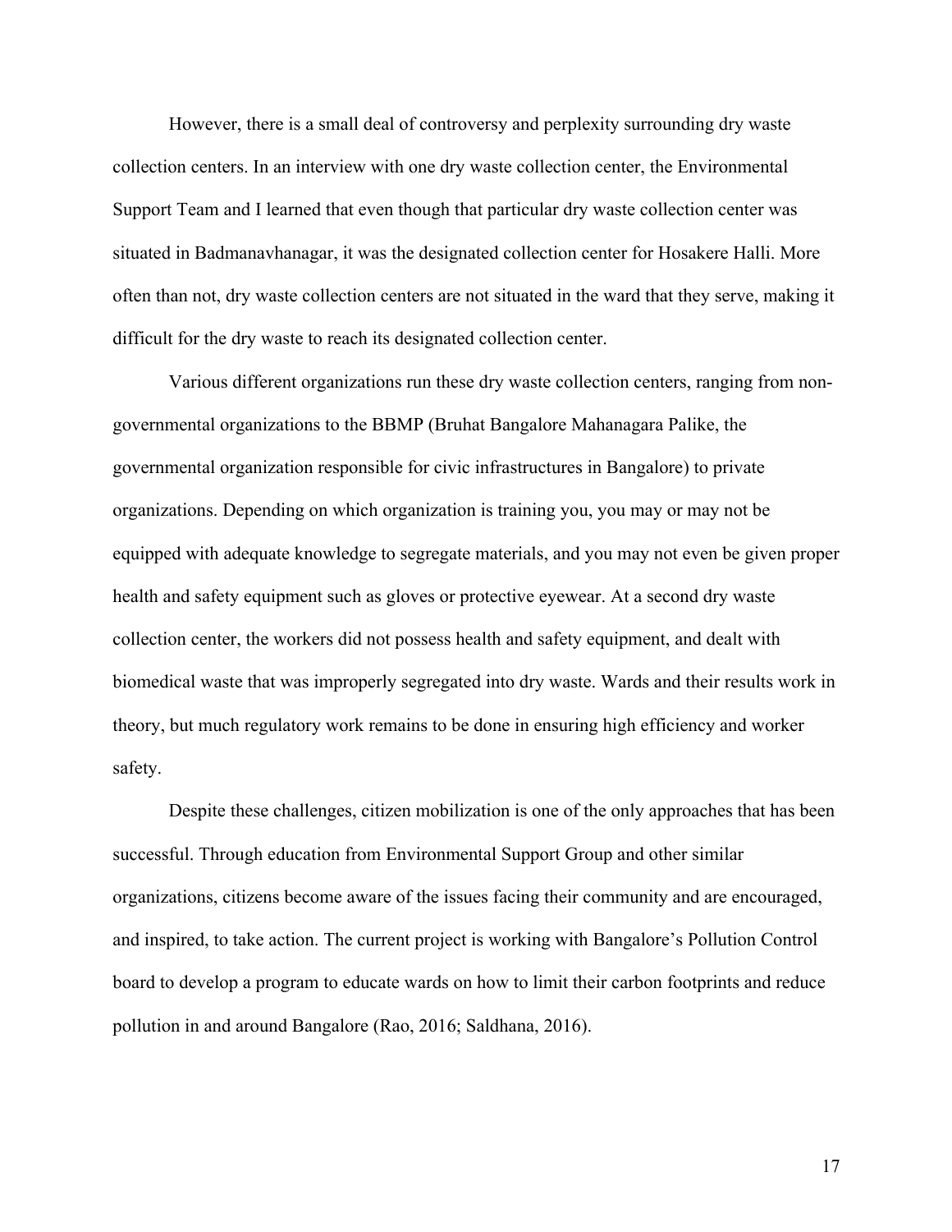However, there is a small deal of controversy and perplexity surrounding dry waste collection centers. In an interview with one dry waste collection center, the Environmental Support Team and I learned that even though that particular dry waste collection center was situated in Badmanavhanagar, it was the designated collection center for Hosakere Halli. More often than not, dry waste collection centers are not situated in the ward that they serve, making it difficult for the dry waste to reach its designated collection center.

Various different organizations run these dry waste collection centers, ranging from non-governmental organizations to the BBMP (Bruhat Bangalore Mahanagara Palike, the governmental organization responsible for civic infrastructures in Bangalore) to private organizations. Depending on which organization is training you, you may or may not be equipped with adequate knowledge to segregate materials, and you may not even be given proper health and safety equipment such as gloves or protective eyewear. At a second dry waste collection center, the workers did not possess health and safety equipment, and dealt with biomedical waste that was improperly segregated into dry waste. Wards and their results work in theory, but much regulatory work remains to be done in ensuring high efficiency and worker safety.

Despite these challenges, citizen mobilization is one of the only approaches that has been successful. Through education from Environmental Support Group and other similar organizations, citizens become aware of the issues facing their community and are encouraged, and inspired, to take action. The current project is working with Bangalore's Pollution Control board to develop a program to educate wards on how to limit their carbon footprints and reduce pollution in and around Bangalore (Rao, 2016; Saldhana, 2016).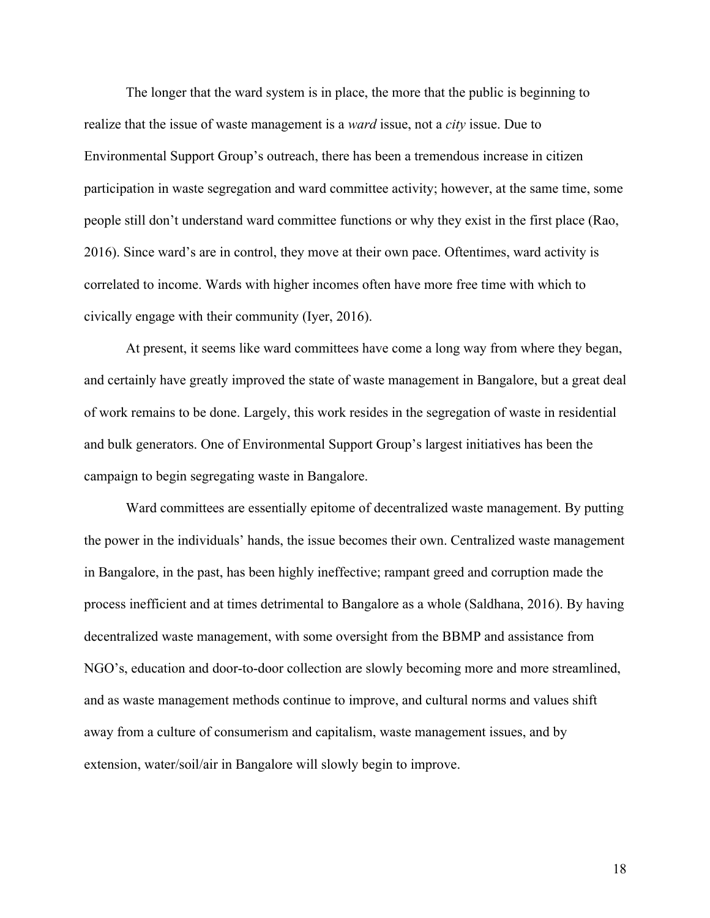The longer that the ward system is in place, the more that the public is beginning to realize that the issue of waste management is a *ward* issue, not a *city* issue. Due to Environmental Support Group's outreach, there has been a tremendous increase in citizen participation in waste segregation and ward committee activity; however, at the same time, some people still don't understand ward committee functions or why they exist in the first place (Rao, 2016). Since ward's are in control, they move at their own pace. Oftentimes, ward activity is correlated to income. Wards with higher incomes often have more free time with which to civically engage with their community (Iyer, 2016).

At present, it seems like ward committees have come a long way from where they began, and certainly have greatly improved the state of waste management in Bangalore, but a great deal of work remains to be done. Largely, this work resides in the segregation of waste in residential and bulk generators. One of Environmental Support Group's largest initiatives has been the campaign to begin segregating waste in Bangalore.

Ward committees are essentially epitome of decentralized waste management. By putting the power in the individuals' hands, the issue becomes their own. Centralized waste management in Bangalore, in the past, has been highly ineffective; rampant greed and corruption made the process inefficient and at times detrimental to Bangalore as a whole (Saldhana, 2016). By having decentralized waste management, with some oversight from the BBMP and assistance from NGO's, education and door-to-door collection are slowly becoming more and more streamlined, and as waste management methods continue to improve, and cultural norms and values shift away from a culture of consumerism and capitalism, waste management issues, and by extension, water/soil/air in Bangalore will slowly begin to improve.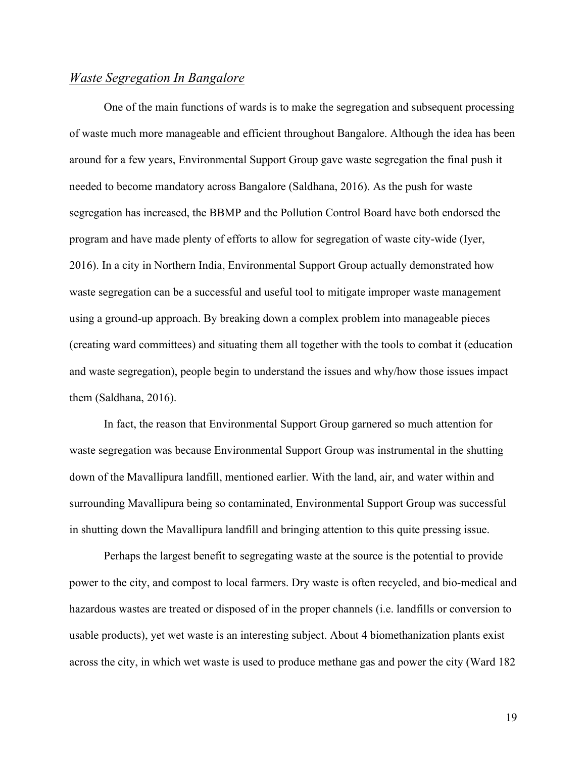## *Waste Segregation In Bangalore*

One of the main functions of wards is to make the segregation and subsequent processing of waste much more manageable and efficient throughout Bangalore. Although the idea has been around for a few years, Environmental Support Group gave waste segregation the final push it needed to become mandatory across Bangalore (Saldhana, 2016). As the push for waste segregation has increased, the BBMP and the Pollution Control Board have both endorsed the program and have made plenty of efforts to allow for segregation of waste city-wide (Iyer, 2016). In a city in Northern India, Environmental Support Group actually demonstrated how waste segregation can be a successful and useful tool to mitigate improper waste management using a ground-up approach. By breaking down a complex problem into manageable pieces (creating ward committees) and situating them all together with the tools to combat it (education and waste segregation), people begin to understand the issues and why/how those issues impact them (Saldhana, 2016).

In fact, the reason that Environmental Support Group garnered so much attention for waste segregation was because Environmental Support Group was instrumental in the shutting down of the Mavallipura landfill, mentioned earlier. With the land, air, and water within and surrounding Mavallipura being so contaminated, Environmental Support Group was successful in shutting down the Mavallipura landfill and bringing attention to this quite pressing issue.

Perhaps the largest benefit to segregating waste at the source is the potential to provide power to the city, and compost to local farmers. Dry waste is often recycled, and bio-medical and hazardous wastes are treated or disposed of in the proper channels (i.e. landfills or conversion to usable products), yet wet waste is an interesting subject. About 4 biomethanization plants exist across the city, in which wet waste is used to produce methane gas and power the city (Ward 182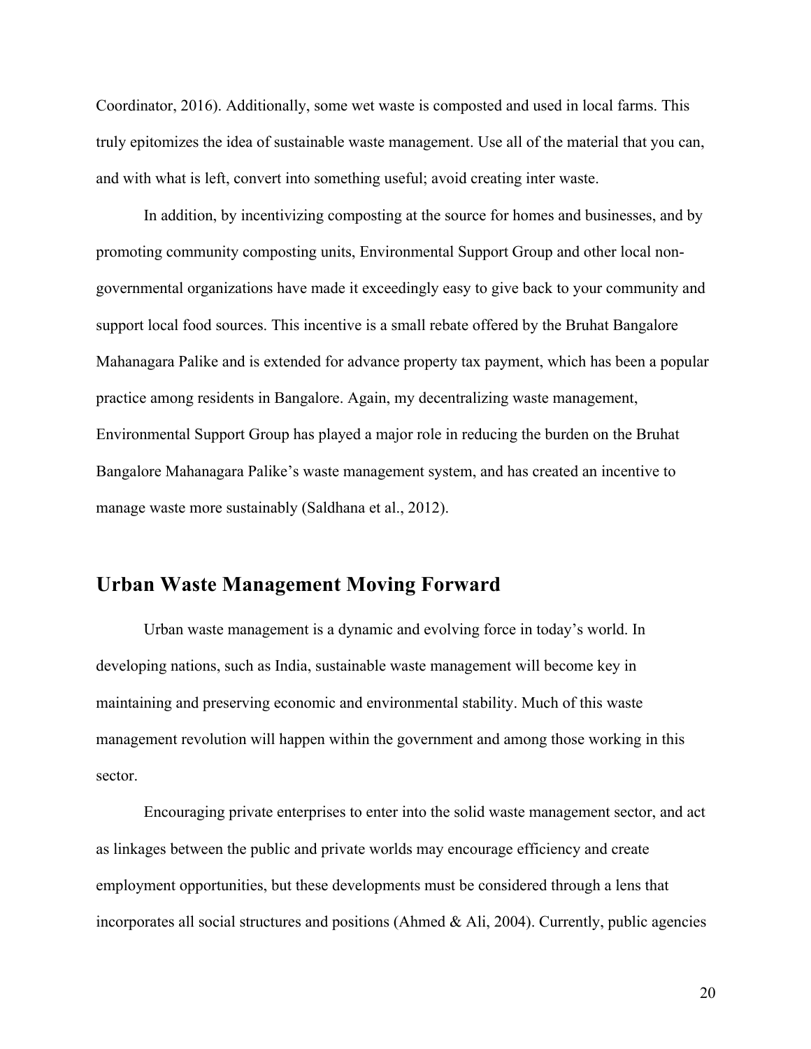Coordinator, 2016). Additionally, some wet waste is composted and used in local farms. This truly epitomizes the idea of sustainable waste management. Use all of the material that you can, and with what is left, convert into something useful; avoid creating inter waste.

In addition, by incentivizing composting at the source for homes and businesses, and by promoting community composting units, Environmental Support Group and other local non-governmental organizations have made it exceedingly easy to give back to your community and support local food sources. This incentive is a small rebate offered by the Bruhat Bangalore Mahanagara Palike and is extended for advance property tax payment, which has been a popular practice among residents in Bangalore. Again, my decentralizing waste management, Environmental Support Group has played a major role in reducing the burden on the Bruhat Bangalore Mahanagara Palike's waste management system, and has created an incentive to manage waste more sustainably (Saldhana et al., 2012).

## Urban Waste Management Moving Forward

Urban waste management is a dynamic and evolving force in today's world. In developing nations, such as India, sustainable waste management will become key in maintaining and preserving economic and environmental stability. Much of this waste management revolution will happen within the government and among those working in this sector.

Encouraging private enterprises to enter into the solid waste management sector, and act as linkages between the public and private worlds may encourage efficiency and create employment opportunities, but these developments must be considered through a lens that incorporates all social structures and positions (Ahmed & Ali, 2004). Currently, public agencies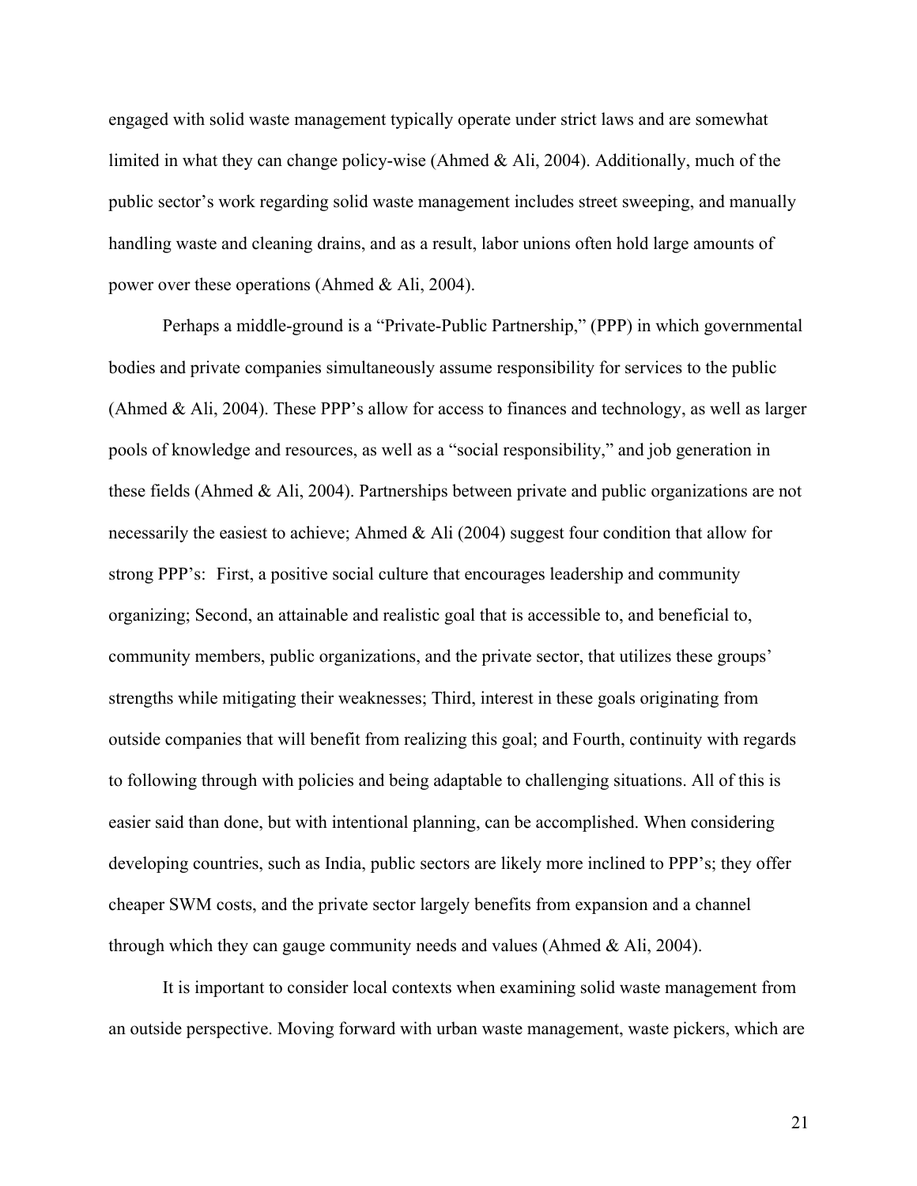engaged with solid waste management typically operate under strict laws and are somewhat limited in what they can change policy-wise (Ahmed & Ali, 2004). Additionally, much of the public sector's work regarding solid waste management includes street sweeping, and manually handling waste and cleaning drains, and as a result, labor unions often hold large amounts of power over these operations (Ahmed & Ali, 2004).

Perhaps a middle-ground is a "Private-Public Partnership," (PPP) in which governmental bodies and private companies simultaneously assume responsibility for services to the public (Ahmed & Ali, 2004). These PPP's allow for access to finances and technology, as well as larger pools of knowledge and resources, as well as a "social responsibility," and job generation in these fields (Ahmed & Ali, 2004). Partnerships between private and public organizations are not necessarily the easiest to achieve; Ahmed & Ali (2004) suggest four condition that allow for strong PPP's: First, a positive social culture that encourages leadership and community organizing; Second, an attainable and realistic goal that is accessible to, and beneficial to, community members, public organizations, and the private sector, that utilizes these groups' strengths while mitigating their weaknesses; Third, interest in these goals originating from outside companies that will benefit from realizing this goal; and Fourth, continuity with regards to following through with policies and being adaptable to challenging situations. All of this is easier said than done, but with intentional planning, can be accomplished. When considering developing countries, such as India, public sectors are likely more inclined to PPP's; they offer cheaper SWM costs, and the private sector largely benefits from expansion and a channel through which they can gauge community needs and values (Ahmed & Ali, 2004).

It is important to consider local contexts when examining solid waste management from an outside perspective. Moving forward with urban waste management, waste pickers, which are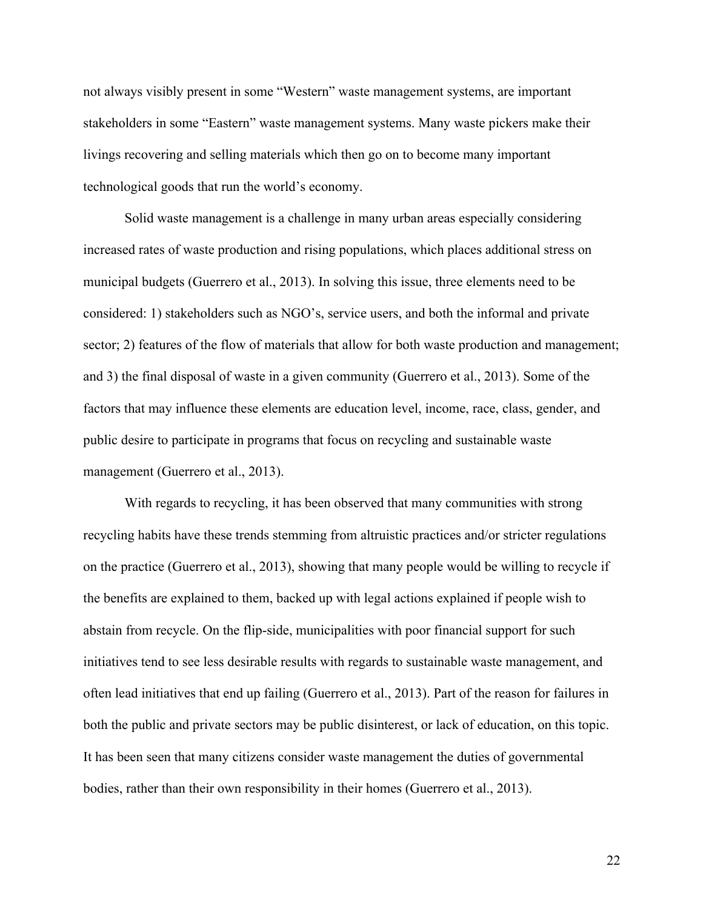not always visibly present in some "Western" waste management systems, are important stakeholders in some "Eastern" waste management systems. Many waste pickers make their livings recovering and selling materials which then go on to become many important technological goods that run the world's economy.

Solid waste management is a challenge in many urban areas especially considering increased rates of waste production and rising populations, which places additional stress on municipal budgets (Guerrero et al., 2013). In solving this issue, three elements need to be considered: 1) stakeholders such as NGO's, service users, and both the informal and private sector; 2) features of the flow of materials that allow for both waste production and management; and 3) the final disposal of waste in a given community (Guerrero et al., 2013). Some of the factors that may influence these elements are education level, income, race, class, gender, and public desire to participate in programs that focus on recycling and sustainable waste management (Guerrero et al., 2013).

With regards to recycling, it has been observed that many communities with strong recycling habits have these trends stemming from altruistic practices and/or stricter regulations on the practice (Guerrero et al., 2013), showing that many people would be willing to recycle if the benefits are explained to them, backed up with legal actions explained if people wish to abstain from recycle. On the flip-side, municipalities with poor financial support for such initiatives tend to see less desirable results with regards to sustainable waste management, and often lead initiatives that end up failing (Guerrero et al., 2013). Part of the reason for failures in both the public and private sectors may be public disinterest, or lack of education, on this topic. It has been seen that many citizens consider waste management the duties of governmental bodies, rather than their own responsibility in their homes (Guerrero et al., 2013).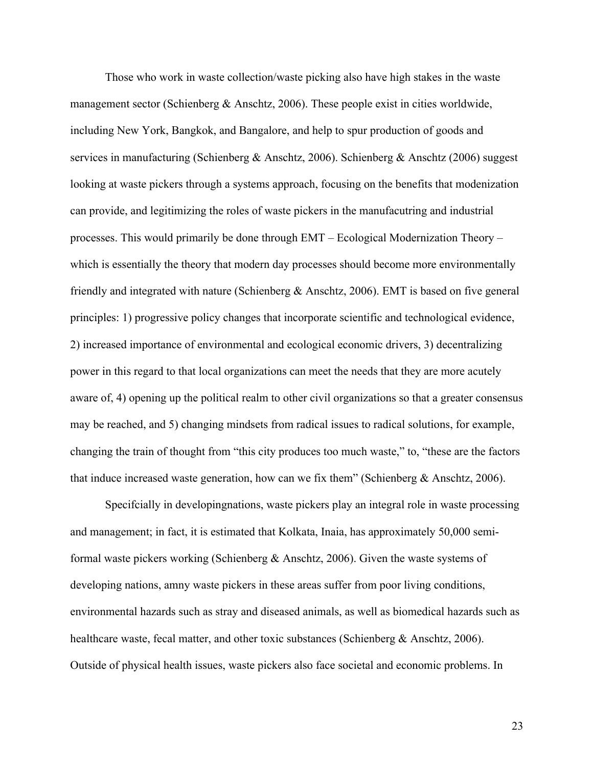Those who work in waste collection/waste picking also have high stakes in the waste management sector (Schienberg & Anschtz, 2006). These people exist in cities worldwide, including New York, Bangkok, and Bangalore, and help to spur production of goods and services in manufacturing (Schienberg & Anschtz, 2006). Schienberg & Anschtz (2006) suggest looking at waste pickers through a systems approach, focusing on the benefits that modenization can provide, and legitimizing the roles of waste pickers in the manufacutring and industrial processes. This would primarily be done through EMT – Ecological Modernization Theory – which is essentially the theory that modern day processes should become more environmentally friendly and integrated with nature (Schienberg & Anschtz, 2006). EMT is based on five general principles: 1) progressive policy changes that incorporate scientific and technological evidence, 2) increased importance of environmental and ecological economic drivers, 3) decentralizing power in this regard to that local organizations can meet the needs that they are more acutely aware of, 4) opening up the political realm to other civil organizations so that a greater consensus may be reached, and 5) changing mindsets from radical issues to radical solutions, for example, changing the train of thought from "this city produces too much waste," to, "these are the factors that induce increased waste generation, how can we fix them" (Schienberg & Anschtz, 2006).

Specifcially in developingnations, waste pickers play an integral role in waste processing and management; in fact, it is estimated that Kolkata, Inaia, has approximately 50,000 semi-formal waste pickers working (Schienberg & Anschtz, 2006). Given the waste systems of developing nations, amny waste pickers in these areas suffer from poor living conditions, environmental hazards such as stray and diseased animals, as well as biomedical hazards such as healthcare waste, fecal matter, and other toxic substances (Schienberg & Anschtz, 2006). Outside of physical health issues, waste pickers also face societal and economic problems. In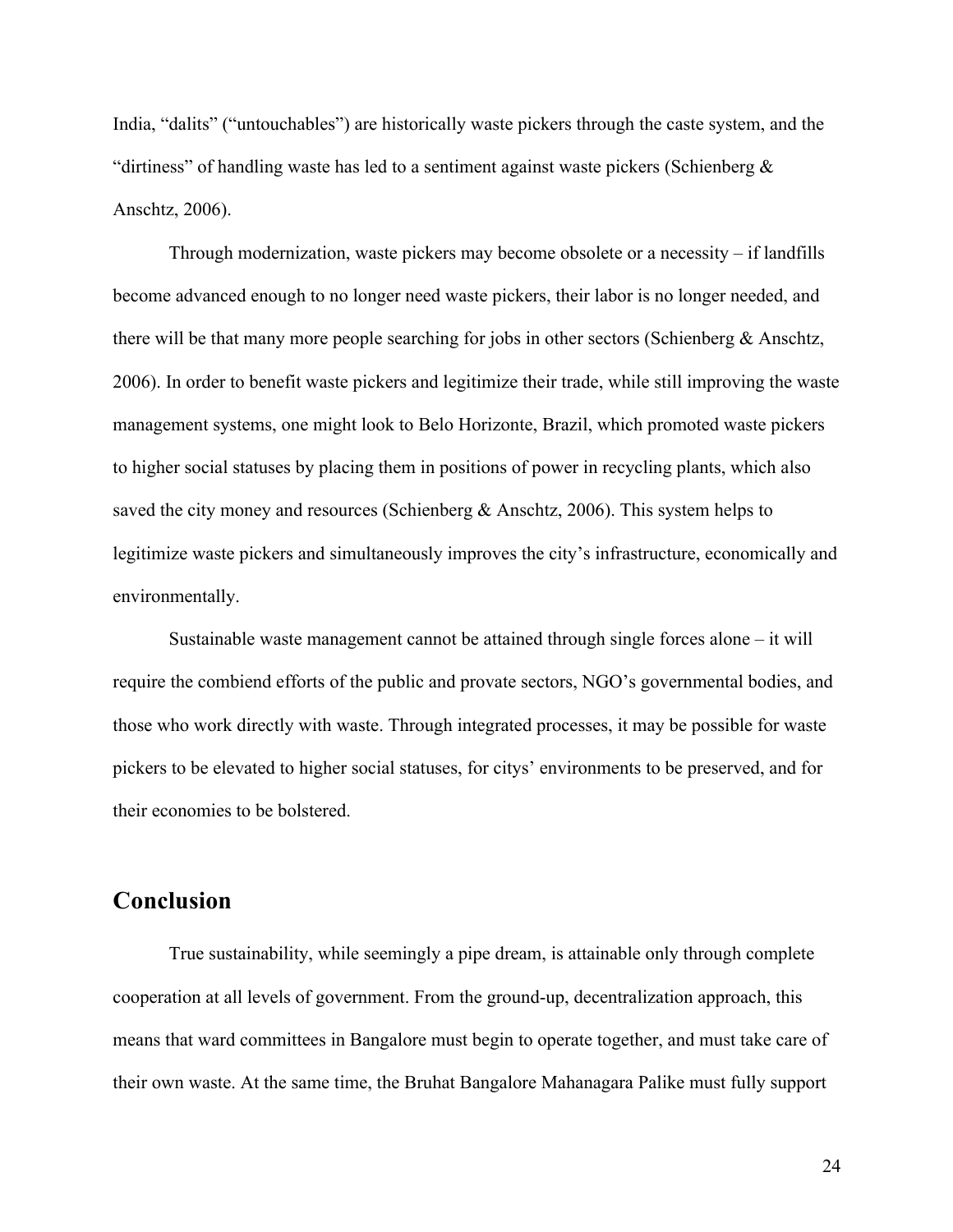India, "dalits" ("untouchables") are historically waste pickers through the caste system, and the "dirtiness" of handling waste has led to a sentiment against waste pickers (Schienberg & Anschtz, 2006).

Through modernization, waste pickers may become obsolete or a necessity – if landfills become advanced enough to no longer need waste pickers, their labor is no longer needed, and there will be that many more people searching for jobs in other sectors (Schienberg & Anschtz, 2006). In order to benefit waste pickers and legitimize their trade, while still improving the waste management systems, one might look to Belo Horizonte, Brazil, which promoted waste pickers to higher social statuses by placing them in positions of power in recycling plants, which also saved the city money and resources (Schienberg & Anschtz, 2006). This system helps to legitimize waste pickers and simultaneously improves the city's infrastructure, economically and environmentally.

Sustainable waste management cannot be attained through single forces alone – it will require the combiend efforts of the public and provate sectors, NGO's governmental bodies, and those who work directly with waste. Through integrated processes, it may be possible for waste pickers to be elevated to higher social statuses, for citys' environments to be preserved, and for their economies to be bolstered.

## Conclusion

True sustainability, while seemingly a pipe dream, is attainable only through complete cooperation at all levels of government. From the ground-up, decentralization approach, this means that ward committees in Bangalore must begin to operate together, and must take care of their own waste. At the same time, the Bruhat Bangalore Mahanagara Palike must fully support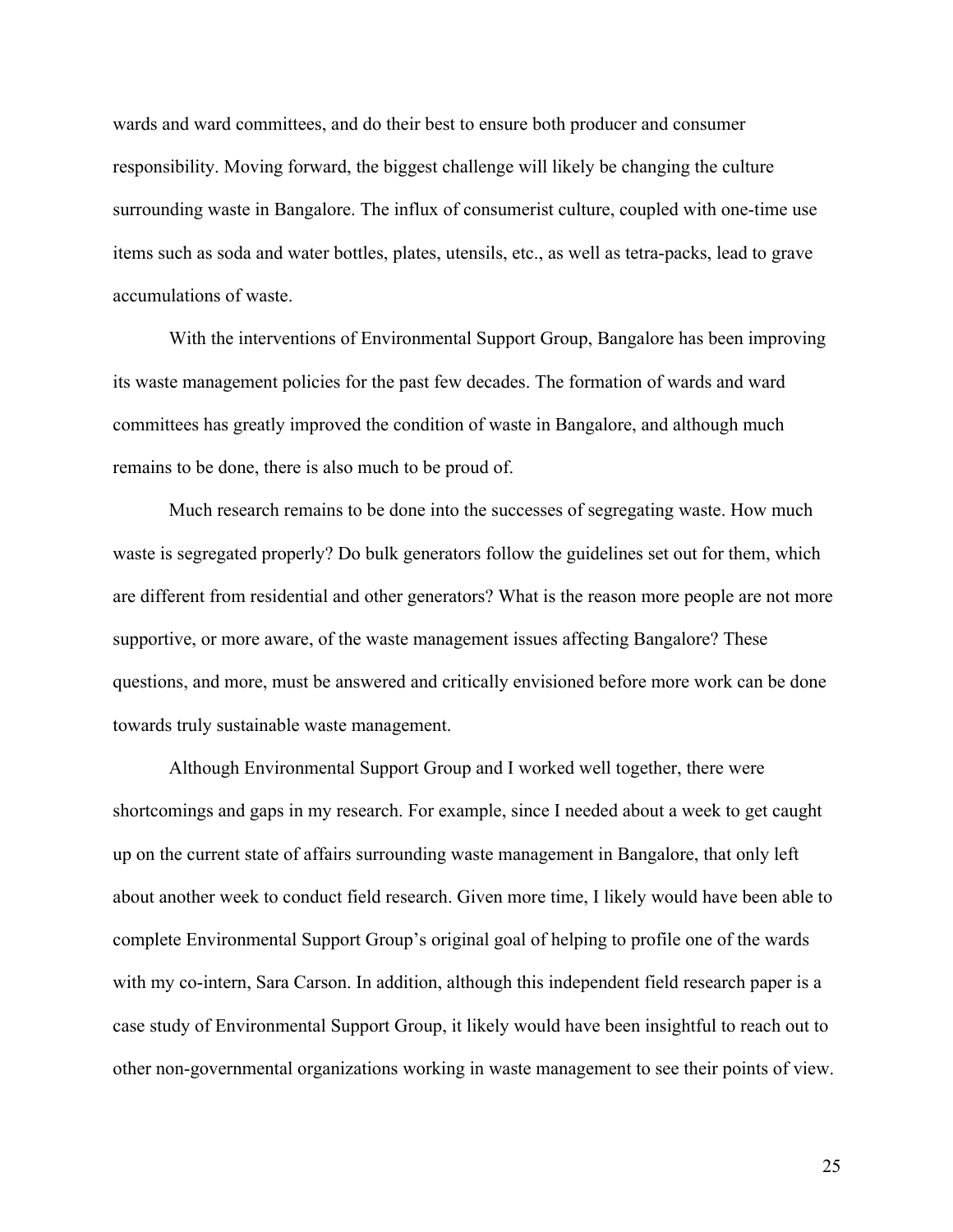wards and ward committees, and do their best to ensure both producer and consumer responsibility. Moving forward, the biggest challenge will likely be changing the culture surrounding waste in Bangalore. The influx of consumerist culture, coupled with one-time use items such as soda and water bottles, plates, utensils, etc., as well as tetra-packs, lead to grave accumulations of waste.

With the interventions of Environmental Support Group, Bangalore has been improving its waste management policies for the past few decades. The formation of wards and ward committees has greatly improved the condition of waste in Bangalore, and although much remains to be done, there is also much to be proud of.

Much research remains to be done into the successes of segregating waste. How much waste is segregated properly? Do bulk generators follow the guidelines set out for them, which are different from residential and other generators? What is the reason more people are not more supportive, or more aware, of the waste management issues affecting Bangalore? These questions, and more, must be answered and critically envisioned before more work can be done towards truly sustainable waste management.

Although Environmental Support Group and I worked well together, there were shortcomings and gaps in my research. For example, since I needed about a week to get caught up on the current state of affairs surrounding waste management in Bangalore, that only left about another week to conduct field research. Given more time, I likely would have been able to complete Environmental Support Group's original goal of helping to profile one of the wards with my co-intern, Sara Carson. In addition, although this independent field research paper is a case study of Environmental Support Group, it likely would have been insightful to reach out to other non-governmental organizations working in waste management to see their points of view.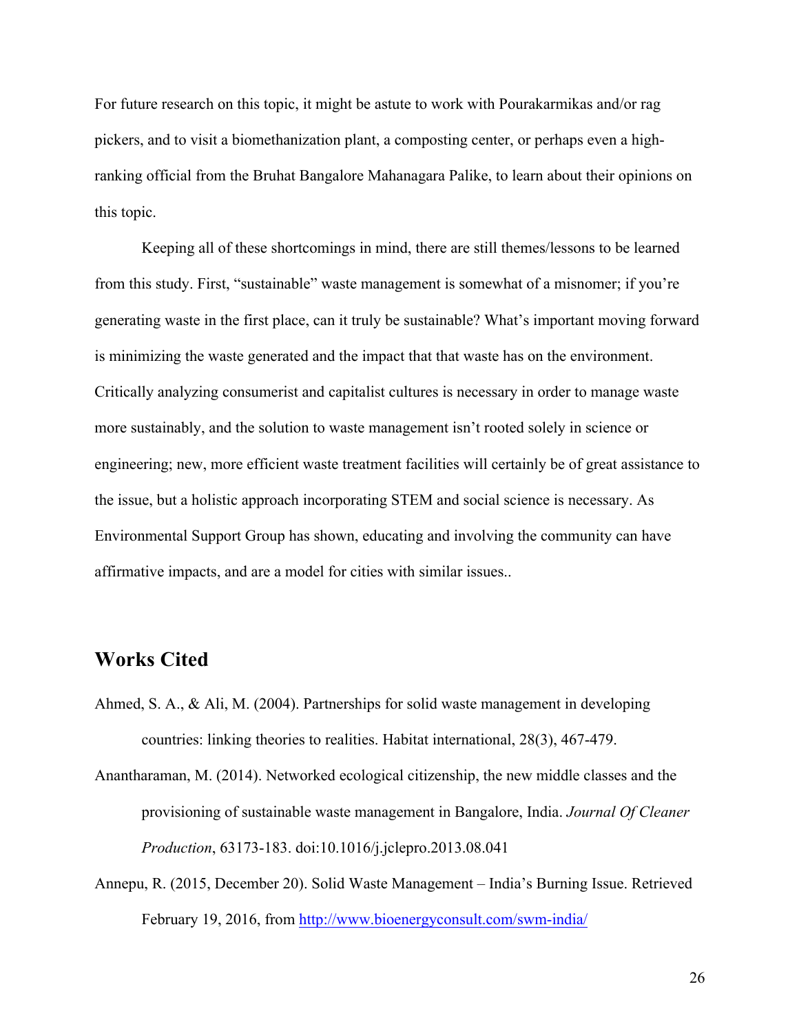For future research on this topic, it might be astute to work with Pourakarmikas and/or rag pickers, and to visit a biomethanization plant, a composting center, or perhaps even a high-ranking official from the Bruhat Bangalore Mahanagara Palike, to learn about their opinions on this topic.

Keeping all of these shortcomings in mind, there are still themes/lessons to be learned from this study. First, "sustainable" waste management is somewhat of a misnomer; if you're generating waste in the first place, can it truly be sustainable? What's important moving forward is minimizing the waste generated and the impact that that waste has on the environment. Critically analyzing consumerist and capitalist cultures is necessary in order to manage waste more sustainably, and the solution to waste management isn't rooted solely in science or engineering; new, more efficient waste treatment facilities will certainly be of great assistance to the issue, but a holistic approach incorporating STEM and social science is necessary. As Environmental Support Group has shown, educating and involving the community can have affirmative impacts, and are a model for cities with similar issues..

## Works Cited

Ahmed, S. A., & Ali, M. (2004). Partnerships for solid waste management in developing countries: linking theories to realities. Habitat international, 28(3), 467-479.

Anantharaman, M. (2014). Networked ecological citizenship, the new middle classes and the provisioning of sustainable waste management in Bangalore, India. *Journal Of Cleaner Production*, 63173-183. doi:10.1016/j.jclepro.2013.08.041

Annepu, R. (2015, December 20). Solid Waste Management – India's Burning Issue. Retrieved February 19, 2016, from http://www.bioenergyconsult.com/swm-india/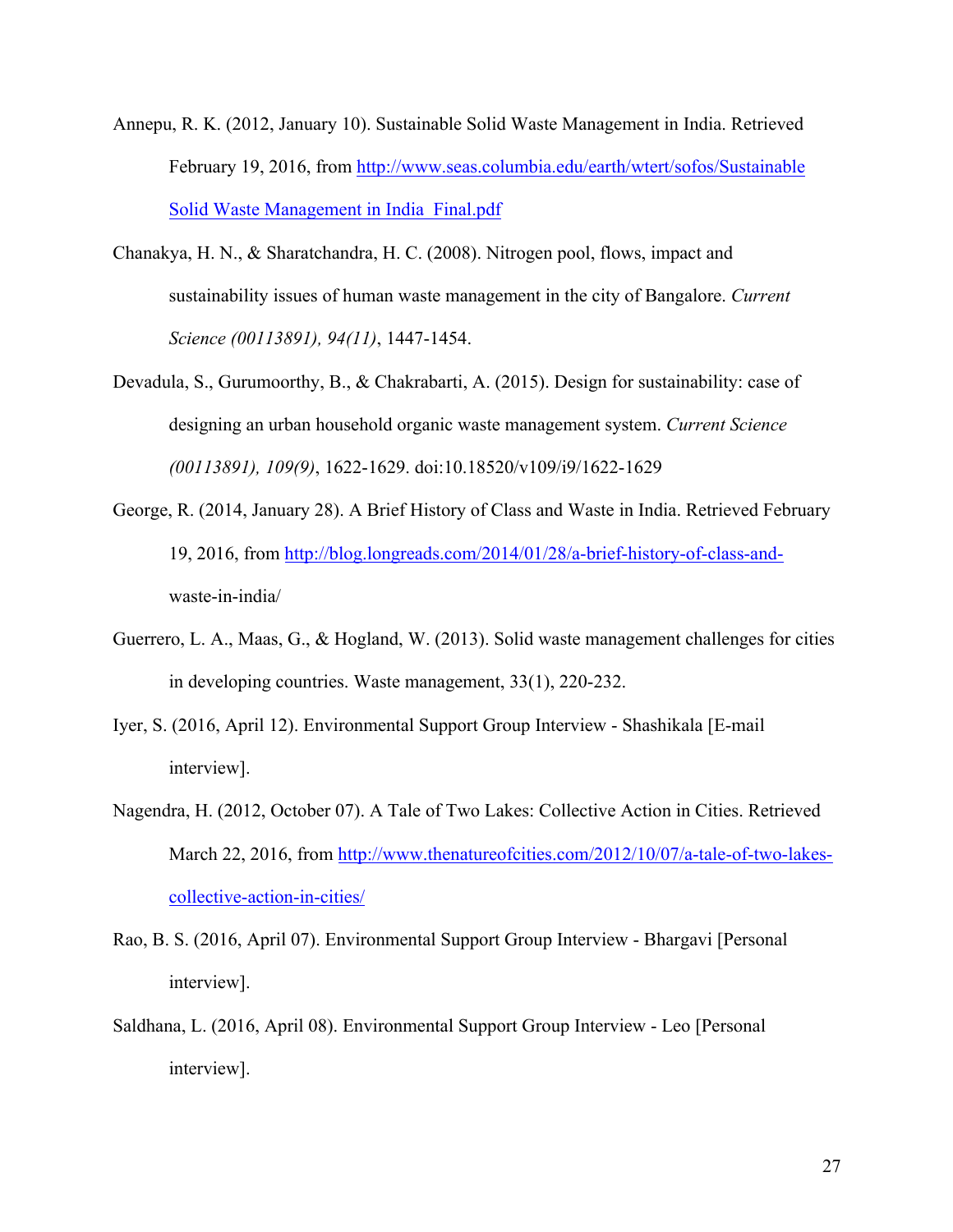Annepu, R. K. (2012, January 10). Sustainable Solid Waste Management in India. Retrieved February 19, 2016, from http://www.seas.columbia.edu/earth/wtert/sofos/Sustainable Solid Waste Management in India_Final.pdf

Chanakya, H. N., & Sharatchandra, H. C. (2008). Nitrogen pool, flows, impact and sustainability issues of human waste management in the city of Bangalore. *Current Science (00113891), 94(11)*, 1447-1454.

Devadula, S., Gurumoorthy, B., & Chakrabarti, A. (2015). Design for sustainability: case of designing an urban household organic waste management system. *Current Science (00113891), 109(9)*, 1622-1629. doi:10.18520/v109/i9/1622-1629

George, R. (2014, January 28). A Brief History of Class and Waste in India. Retrieved February 19, 2016, from http://blog.longreads.com/2014/01/28/a-brief-history-of-class-and-waste-in-india/

Guerrero, L. A., Maas, G., & Hogland, W. (2013). Solid waste management challenges for cities in developing countries. Waste management, 33(1), 220-232.

Iyer, S. (2016, April 12). Environmental Support Group Interview - Shashikala [E-mail interview].

Nagendra, H. (2012, October 07). A Tale of Two Lakes: Collective Action in Cities. Retrieved March 22, 2016, from http://www.thenatureofcities.com/2012/10/07/a-tale-of-two-lakes-collective-action-in-cities/

Rao, B. S. (2016, April 07). Environmental Support Group Interview - Bhargavi [Personal interview].

Saldhana, L. (2016, April 08). Environmental Support Group Interview - Leo [Personal interview].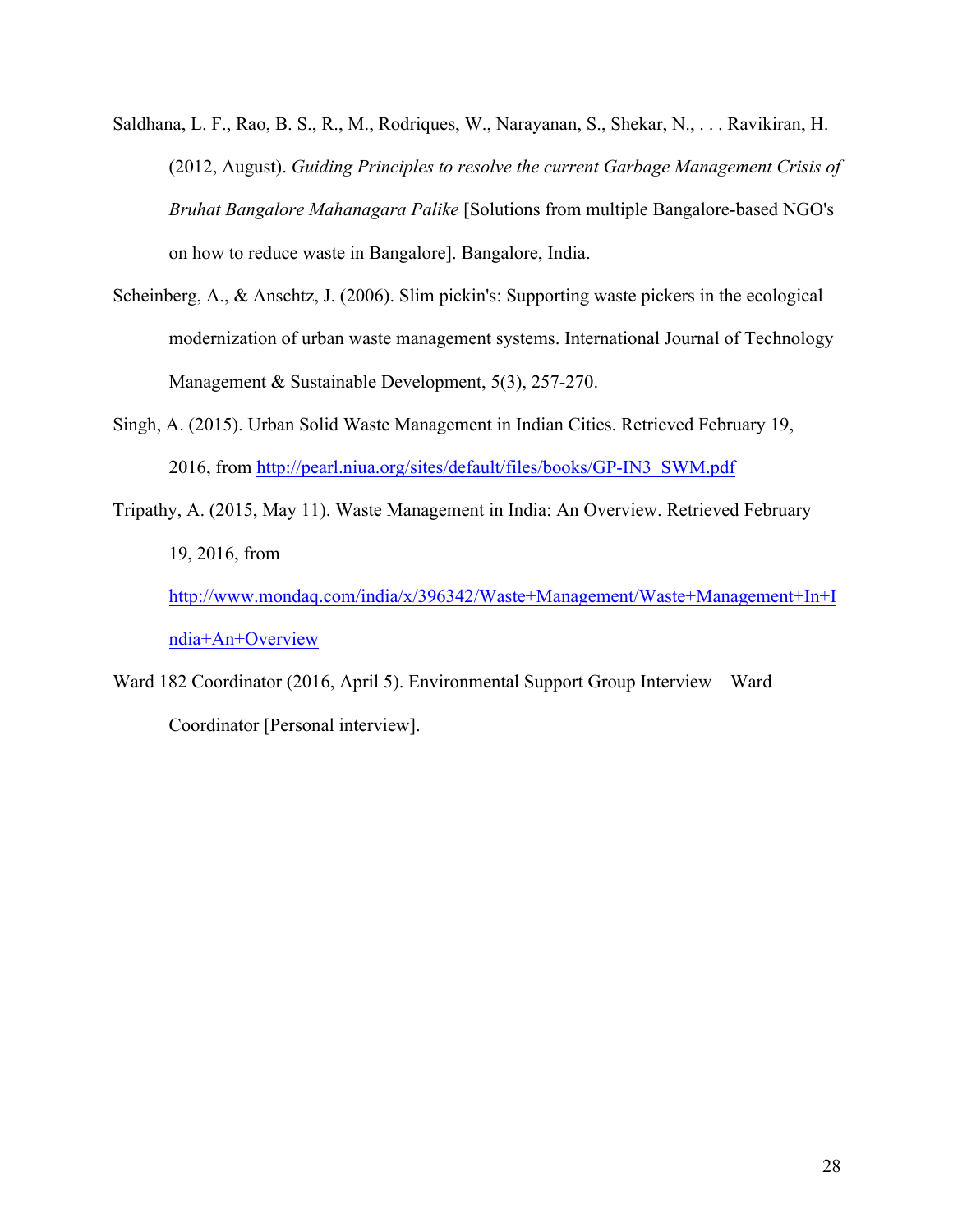Saldhana, L. F., Rao, B. S., R., M., Rodriques, W., Narayanan, S., Shekar, N., . . . Ravikiran, H. (2012, August). *Guiding Principles to resolve the current Garbage Management Crisis of Bruhat Bangalore Mahanagara Palike* [Solutions from multiple Bangalore-based NGO's on how to reduce waste in Bangalore]. Bangalore, India.

Scheinberg, A., & Anschtz, J. (2006). Slim pickin's: Supporting waste pickers in the ecological modernization of urban waste management systems. International Journal of Technology Management & Sustainable Development, 5(3), 257-270.

Singh, A. (2015). Urban Solid Waste Management in Indian Cities. Retrieved February 19, 2016, from http://pearl.niua.org/sites/default/files/books/GP-IN3_SWM.pdf

Tripathy, A. (2015, May 11). Waste Management in India: An Overview. Retrieved February 19, 2016, from http://www.mondaq.com/india/x/396342/Waste+Management/Waste+Management+In+India+An+Overview

Ward 182 Coordinator (2016, April 5). Environmental Support Group Interview – Ward Coordinator [Personal interview].